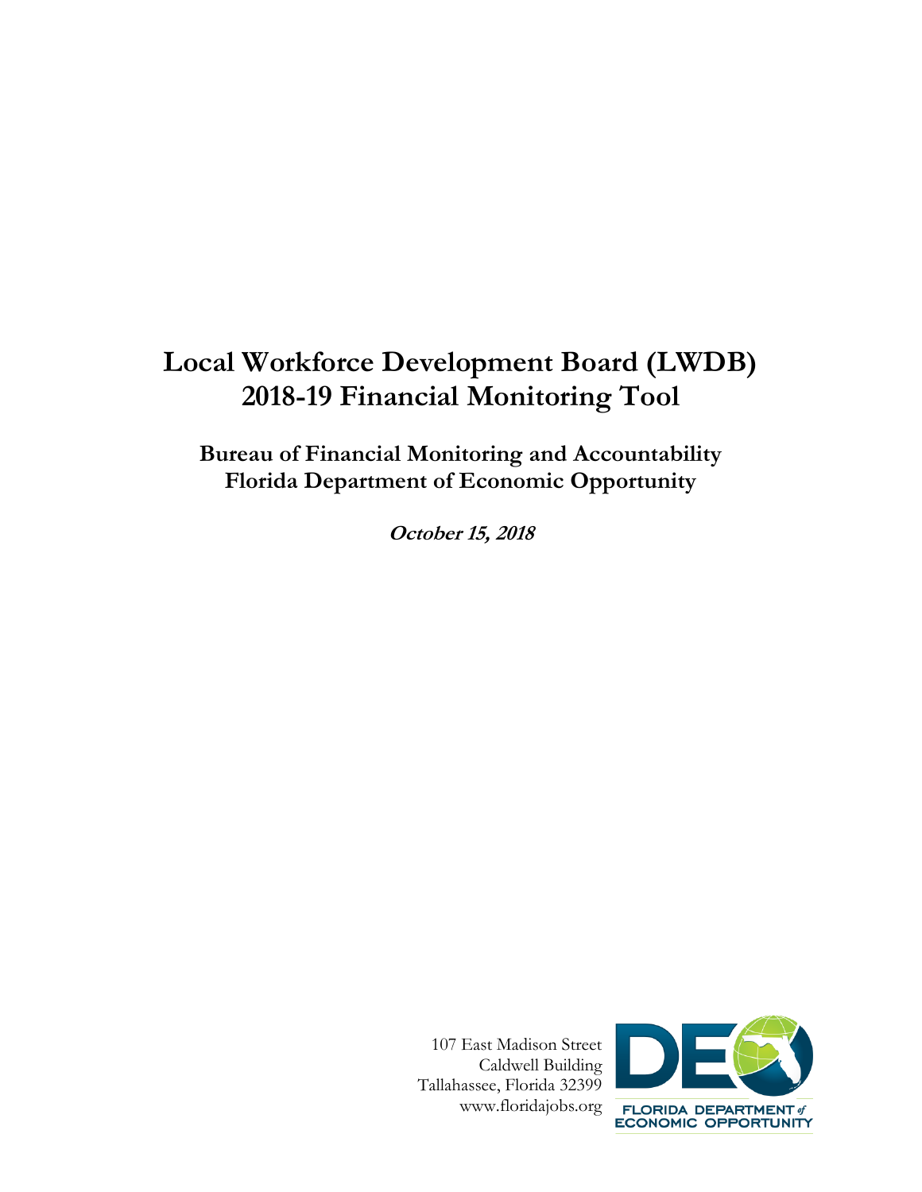# Local Workforce Development Board (LWDB) 2018-19 Financial Monitoring Tool

## Bureau of Financial Monitoring and Accountability
## Florida Department of Economic Opportunity

***October 15, 2018***

107 East Madison Street
Caldwell Building
Tallahassee, Florida 32399
www.floridajobs.org

FLORIDA DEPARTMENT *of* ECONOMIC OPPORTUNITY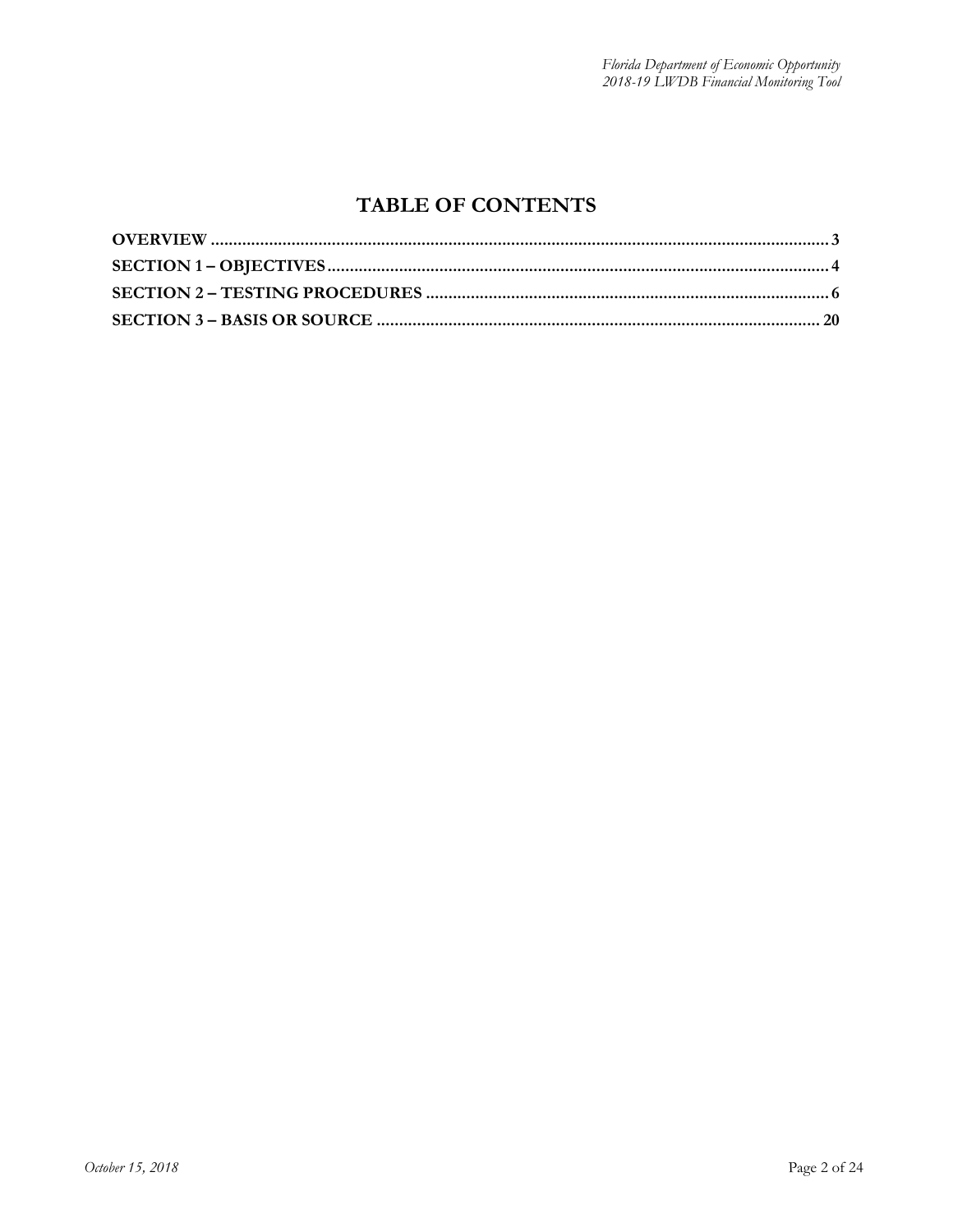# TABLE OF CONTENTS

**OVERVIEW** ........................................................................................................................................ **3**
**SECTION 1 – OBJECTIVES** .............................................................................................................. **4**
**SECTION 2 – TESTING PROCEDURES** ......................................................................................... **6**
**SECTION 3 – BASIS OR SOURCE** .................................................................................................. **20**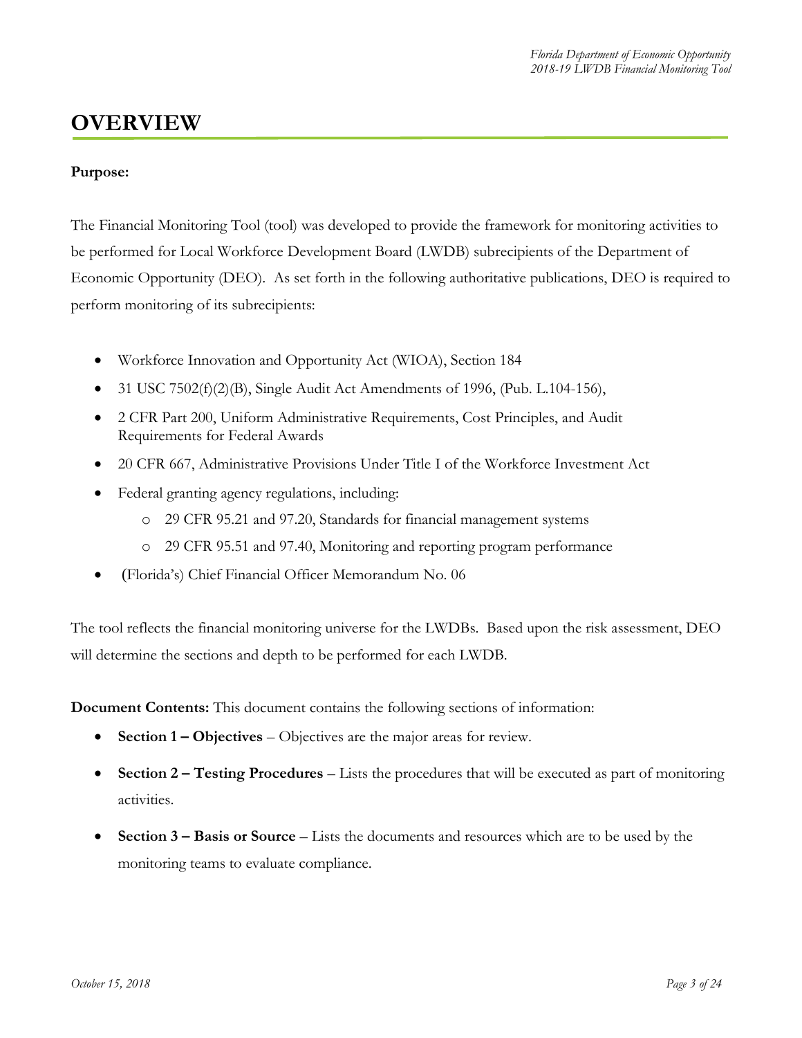# OVERVIEW

**Purpose:**

The Financial Monitoring Tool (tool) was developed to provide the framework for monitoring activities to be performed for Local Workforce Development Board (LWDB) subrecipients of the Department of Economic Opportunity (DEO). As set forth in the following authoritative publications, DEO is required to perform monitoring of its subrecipients:

- Workforce Innovation and Opportunity Act (WIOA), Section 184
- 31 USC 7502(f)(2)(B), Single Audit Act Amendments of 1996, (Pub. L.104-156),
- 2 CFR Part 200, Uniform Administrative Requirements, Cost Principles, and Audit Requirements for Federal Awards
- 20 CFR 667, Administrative Provisions Under Title I of the Workforce Investment Act
- Federal granting agency regulations, including:
  - 29 CFR 95.21 and 97.20, Standards for financial management systems
  - 29 CFR 95.51 and 97.40, Monitoring and reporting program performance
- (Florida's) Chief Financial Officer Memorandum No. 06

The tool reflects the financial monitoring universe for the LWDBs. Based upon the risk assessment, DEO will determine the sections and depth to be performed for each LWDB.

**Document Contents:** This document contains the following sections of information:

- **Section 1 – Objectives** – Objectives are the major areas for review.
- **Section 2 – Testing Procedures** – Lists the procedures that will be executed as part of monitoring activities.
- **Section 3 – Basis or Source** – Lists the documents and resources which are to be used by the monitoring teams to evaluate compliance.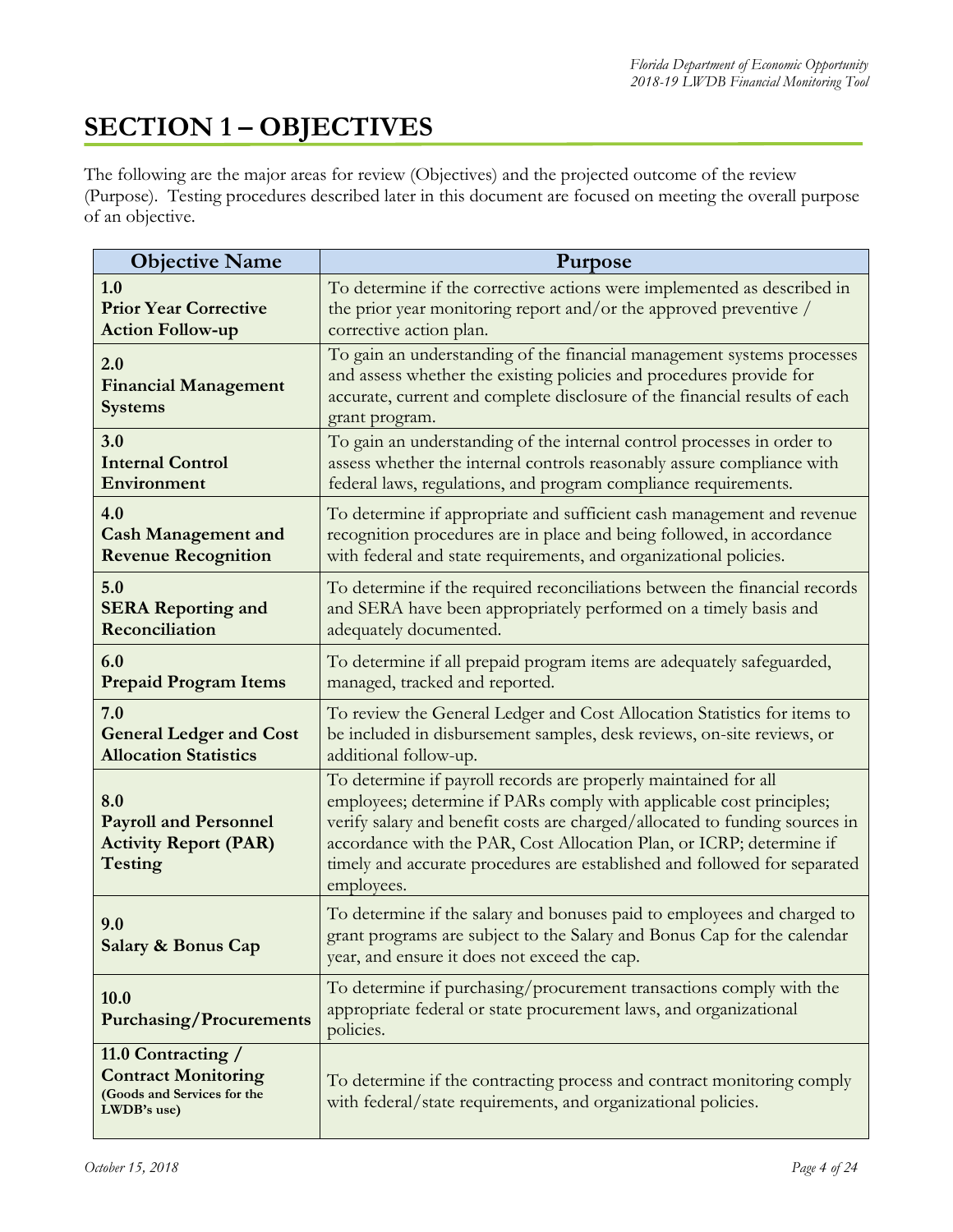# SECTION 1 – OBJECTIVES

The following are the major areas for review (Objectives) and the projected outcome of the review (Purpose). Testing procedures described later in this document are focused on meeting the overall purpose of an objective.

| Objective Name | Purpose |
|---|---|
| **1.0 Prior Year Corrective Action Follow-up** | To determine if the corrective actions were implemented as described in the prior year monitoring report and/or the approved preventive / corrective action plan. |
| **2.0 Financial Management Systems** | To gain an understanding of the financial management systems processes and assess whether the existing policies and procedures provide for accurate, current and complete disclosure of the financial results of each grant program. |
| **3.0 Internal Control Environment** | To gain an understanding of the internal control processes in order to assess whether the internal controls reasonably assure compliance with federal laws, regulations, and program compliance requirements. |
| **4.0 Cash Management and Revenue Recognition** | To determine if appropriate and sufficient cash management and revenue recognition procedures are in place and being followed, in accordance with federal and state requirements, and organizational policies. |
| **5.0 SERA Reporting and Reconciliation** | To determine if the required reconciliations between the financial records and SERA have been appropriately performed on a timely basis and adequately documented. |
| **6.0 Prepaid Program Items** | To determine if all prepaid program items are adequately safeguarded, managed, tracked and reported. |
| **7.0 General Ledger and Cost Allocation Statistics** | To review the General Ledger and Cost Allocation Statistics for items to be included in disbursement samples, desk reviews, on-site reviews, or additional follow-up. |
| **8.0 Payroll and Personnel Activity Report (PAR) Testing** | To determine if payroll records are properly maintained for all employees; determine if PARs comply with applicable cost principles; verify salary and benefit costs are charged/allocated to funding sources in accordance with the PAR, Cost Allocation Plan, or ICRP; determine if timely and accurate procedures are established and followed for separated employees. |
| **9.0 Salary & Bonus Cap** | To determine if the salary and bonuses paid to employees and charged to grant programs are subject to the Salary and Bonus Cap for the calendar year, and ensure it does not exceed the cap. |
| **10.0 Purchasing/Procurements** | To determine if purchasing/procurement transactions comply with the appropriate federal or state procurement laws, and organizational policies. |
| **11.0 Contracting / Contract Monitoring (Goods and Services for the LWDB's use)** | To determine if the contracting process and contract monitoring comply with federal/state requirements, and organizational policies. |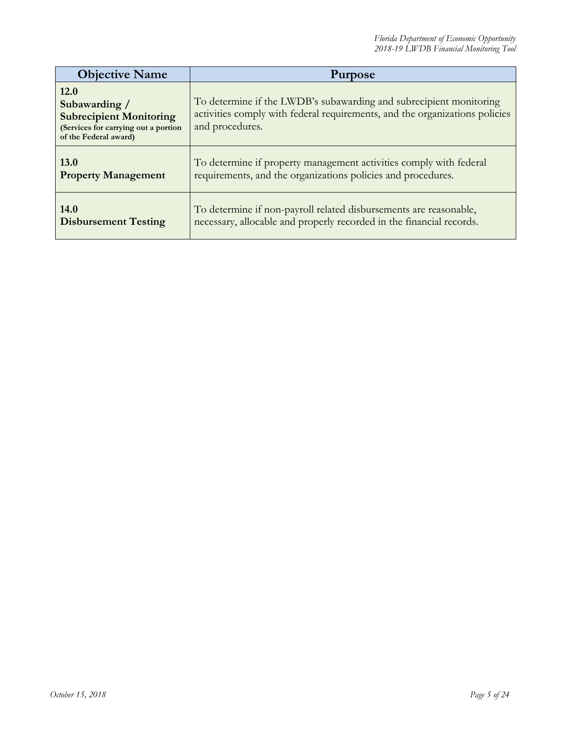| Objective Name | Purpose |
|---|---|
| **12.0 Subawarding / Subrecipient Monitoring** **(Services for carrying out a portion of the Federal award)** | To determine if the LWDB's subawarding and subrecipient monitoring activities comply with federal requirements, and the organizations policies and procedures. |
| **13.0 Property Management** | To determine if property management activities comply with federal requirements, and the organizations policies and procedures. |
| **14.0 Disbursement Testing** | To determine if non-payroll related disbursements are reasonable, necessary, allocable and properly recorded in the financial records. |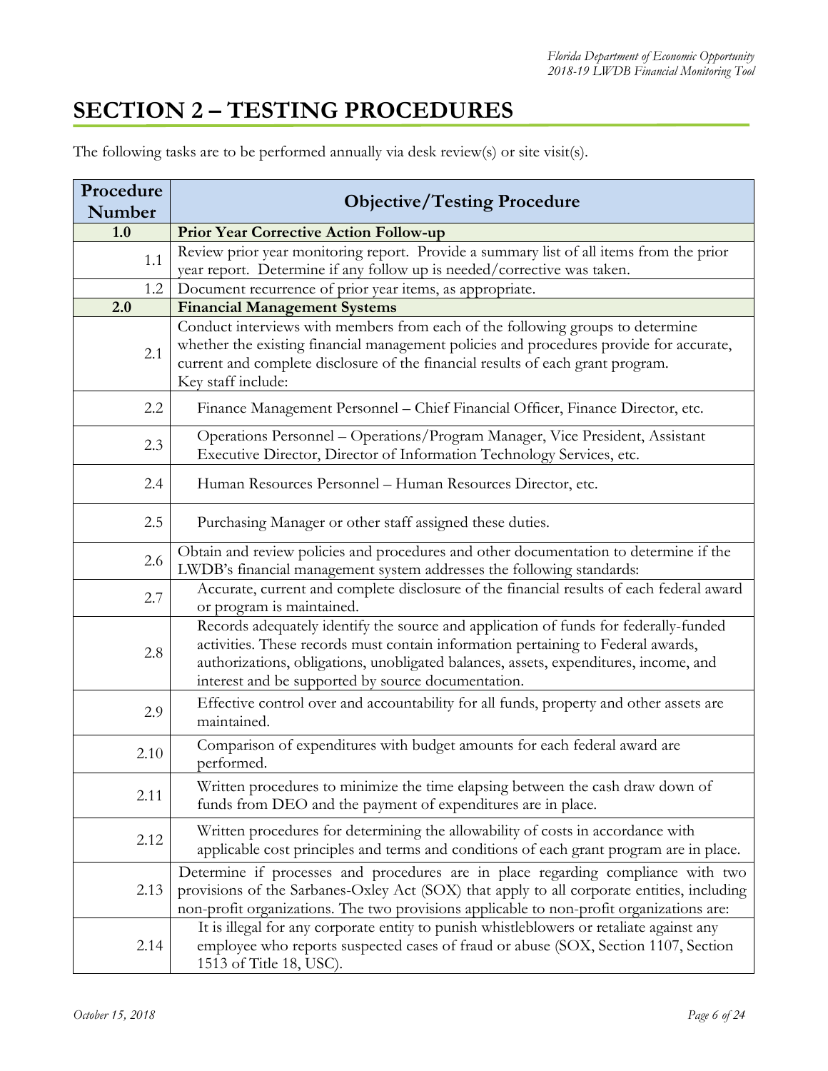# SECTION 2 – TESTING PROCEDURES

The following tasks are to be performed annually via desk review(s) or site visit(s).

| Procedure Number | Objective/Testing Procedure |
|---|---|
| **1.0** | **Prior Year Corrective Action Follow-up** |
| 1.1 | Review prior year monitoring report. Provide a summary list of all items from the prior year report. Determine if any follow up is needed/corrective was taken. |
| 1.2 | Document recurrence of prior year items, as appropriate. |
| **2.0** | **Financial Management Systems** |
| 2.1 | Conduct interviews with members from each of the following groups to determine whether the existing financial management policies and procedures provide for accurate, current and complete disclosure of the financial results of each grant program. Key staff include: |
| 2.2 | Finance Management Personnel – Chief Financial Officer, Finance Director, etc. |
| 2.3 | Operations Personnel – Operations/Program Manager, Vice President, Assistant Executive Director, Director of Information Technology Services, etc. |
| 2.4 | Human Resources Personnel – Human Resources Director, etc. |
| 2.5 | Purchasing Manager or other staff assigned these duties. |
| 2.6 | Obtain and review policies and procedures and other documentation to determine if the LWDB's financial management system addresses the following standards: |
| 2.7 | Accurate, current and complete disclosure of the financial results of each federal award or program is maintained. |
| 2.8 | Records adequately identify the source and application of funds for federally-funded activities. These records must contain information pertaining to Federal awards, authorizations, obligations, unobligated balances, assets, expenditures, income, and interest and be supported by source documentation. |
| 2.9 | Effective control over and accountability for all funds, property and other assets are maintained. |
| 2.10 | Comparison of expenditures with budget amounts for each federal award are performed. |
| 2.11 | Written procedures to minimize the time elapsing between the cash draw down of funds from DEO and the payment of expenditures are in place. |
| 2.12 | Written procedures for determining the allowability of costs in accordance with applicable cost principles and terms and conditions of each grant program are in place. |
| 2.13 | Determine if processes and procedures are in place regarding compliance with two provisions of the Sarbanes-Oxley Act (SOX) that apply to all corporate entities, including non-profit organizations. The two provisions applicable to non-profit organizations are: |
| 2.14 | It is illegal for any corporate entity to punish whistleblowers or retaliate against any employee who reports suspected cases of fraud or abuse (SOX, Section 1107, Section 1513 of Title 18, USC). |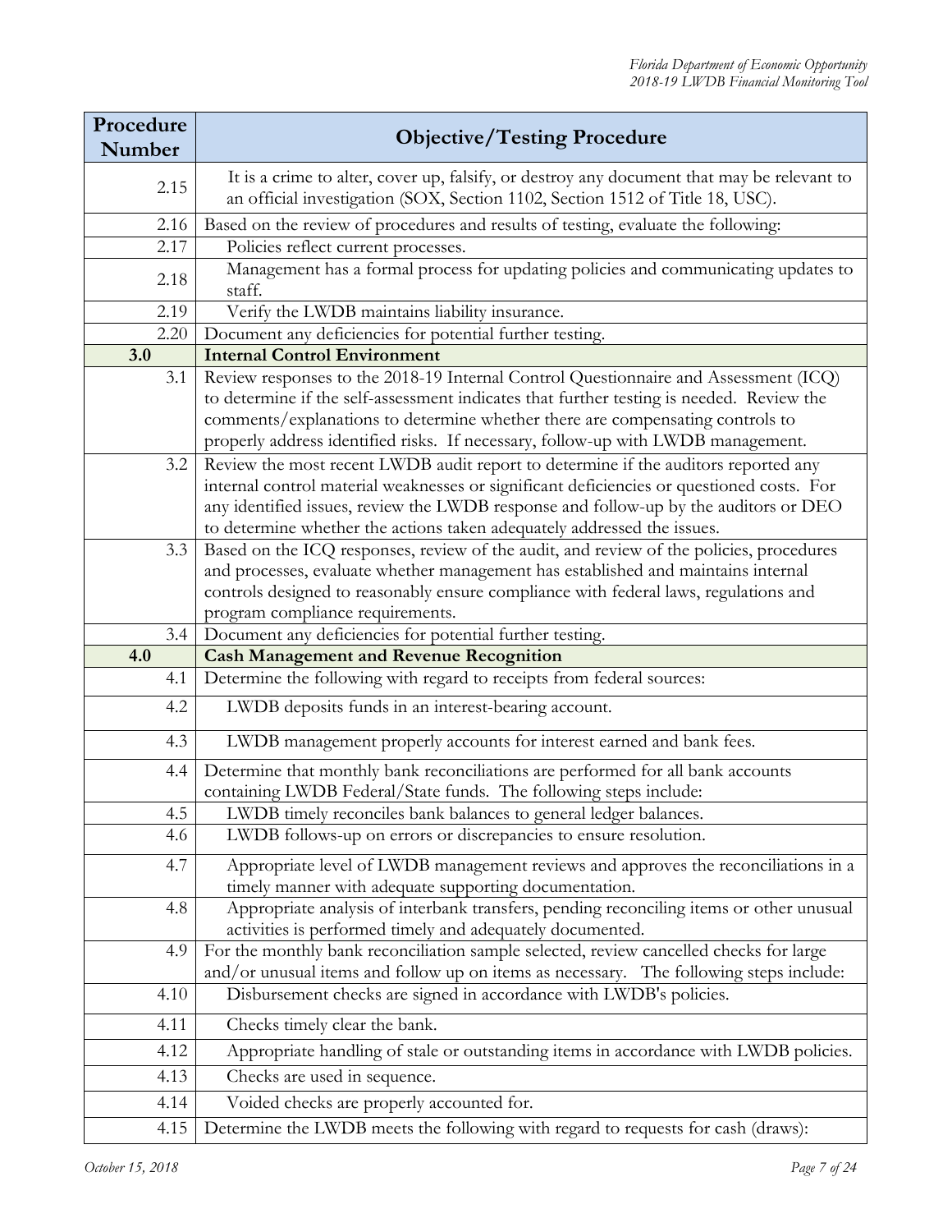| Procedure Number | Objective/Testing Procedure |
|---|---|
| 2.15 | It is a crime to alter, cover up, falsify, or destroy any document that may be relevant to an official investigation (SOX, Section 1102, Section 1512 of Title 18, USC). |
| 2.16 | Based on the review of procedures and results of testing, evaluate the following: |
| 2.17 | Policies reflect current processes. |
| 2.18 | Management has a formal process for updating policies and communicating updates to staff. |
| 2.19 | Verify the LWDB maintains liability insurance. |
| 2.20 | Document any deficiencies for potential further testing. |
| **3.0** | **Internal Control Environment** |
| 3.1 | Review responses to the 2018-19 Internal Control Questionnaire and Assessment (ICQ) to determine if the self-assessment indicates that further testing is needed. Review the comments/explanations to determine whether there are compensating controls to properly address identified risks. If necessary, follow-up with LWDB management. |
| 3.2 | Review the most recent LWDB audit report to determine if the auditors reported any internal control material weaknesses or significant deficiencies or questioned costs. For any identified issues, review the LWDB response and follow-up by the auditors or DEO to determine whether the actions taken adequately addressed the issues. |
| 3.3 | Based on the ICQ responses, review of the audit, and review of the policies, procedures and processes, evaluate whether management has established and maintains internal controls designed to reasonably ensure compliance with federal laws, regulations and program compliance requirements. |
| 3.4 | Document any deficiencies for potential further testing. |
| **4.0** | **Cash Management and Revenue Recognition** |
| 4.1 | Determine the following with regard to receipts from federal sources: |
| 4.2 | LWDB deposits funds in an interest-bearing account. |
| 4.3 | LWDB management properly accounts for interest earned and bank fees. |
| 4.4 | Determine that monthly bank reconciliations are performed for all bank accounts containing LWDB Federal/State funds. The following steps include: |
| 4.5 | LWDB timely reconciles bank balances to general ledger balances. |
| 4.6 | LWDB follows-up on errors or discrepancies to ensure resolution. |
| 4.7 | Appropriate level of LWDB management reviews and approves the reconciliations in a timely manner with adequate supporting documentation. |
| 4.8 | Appropriate analysis of interbank transfers, pending reconciling items or other unusual activities is performed timely and adequately documented. |
| 4.9 | For the monthly bank reconciliation sample selected, review cancelled checks for large and/or unusual items and follow up on items as necessary. The following steps include: |
| 4.10 | Disbursement checks are signed in accordance with LWDB's policies. |
| 4.11 | Checks timely clear the bank. |
| 4.12 | Appropriate handling of stale or outstanding items in accordance with LWDB policies. |
| 4.13 | Checks are used in sequence. |
| 4.14 | Voided checks are properly accounted for. |
| 4.15 | Determine the LWDB meets the following with regard to requests for cash (draws): |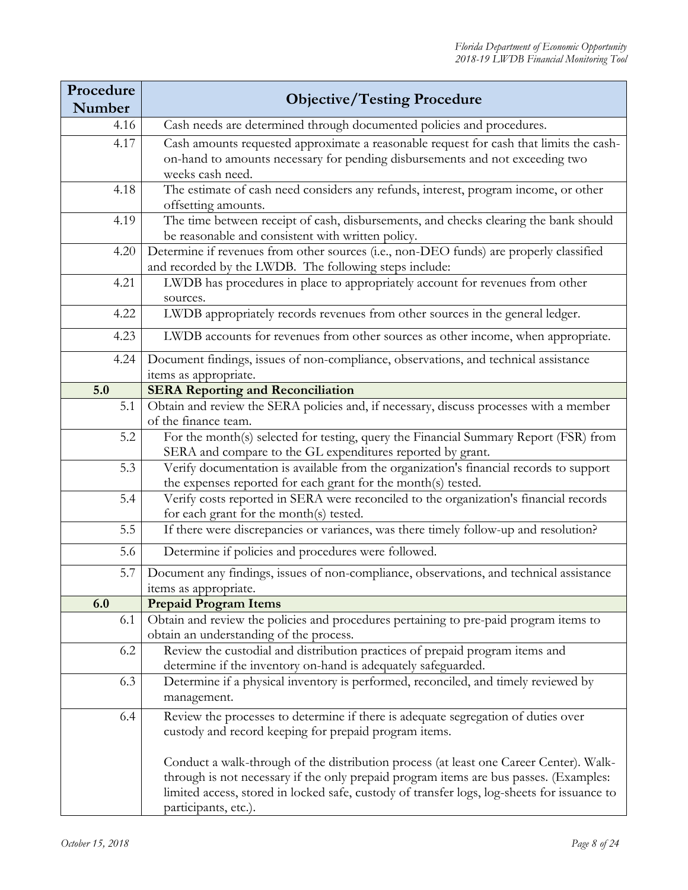| Procedure Number | Objective/Testing Procedure |
|---|---|
| 4.16 | Cash needs are determined through documented policies and procedures. |
| 4.17 | Cash amounts requested approximate a reasonable request for cash that limits the cash-on-hand to amounts necessary for pending disbursements and not exceeding two weeks cash need. |
| 4.18 | The estimate of cash need considers any refunds, interest, program income, or other offsetting amounts. |
| 4.19 | The time between receipt of cash, disbursements, and checks clearing the bank should be reasonable and consistent with written policy. |
| 4.20 | Determine if revenues from other sources (i.e., non-DEO funds) are properly classified and recorded by the LWDB. The following steps include: |
| 4.21 | LWDB has procedures in place to appropriately account for revenues from other sources. |
| 4.22 | LWDB appropriately records revenues from other sources in the general ledger. |
| 4.23 | LWDB accounts for revenues from other sources as other income, when appropriate. |
| 4.24 | Document findings, issues of non-compliance, observations, and technical assistance items as appropriate. |
| **5.0** | **SERA Reporting and Reconciliation** |
| 5.1 | Obtain and review the SERA policies and, if necessary, discuss processes with a member of the finance team. |
| 5.2 | For the month(s) selected for testing, query the Financial Summary Report (FSR) from SERA and compare to the GL expenditures reported by grant. |
| 5.3 | Verify documentation is available from the organization's financial records to support the expenses reported for each grant for the month(s) tested. |
| 5.4 | Verify costs reported in SERA were reconciled to the organization's financial records for each grant for the month(s) tested. |
| 5.5 | If there were discrepancies or variances, was there timely follow-up and resolution? |
| 5.6 | Determine if policies and procedures were followed. |
| 5.7 | Document any findings, issues of non-compliance, observations, and technical assistance items as appropriate. |
| **6.0** | **Prepaid Program Items** |
| 6.1 | Obtain and review the policies and procedures pertaining to pre-paid program items to obtain an understanding of the process. |
| 6.2 | Review the custodial and distribution practices of prepaid program items and determine if the inventory on-hand is adequately safeguarded. |
| 6.3 | Determine if a physical inventory is performed, reconciled, and timely reviewed by management. |
| 6.4 | Review the processes to determine if there is adequate segregation of duties over custody and record keeping for prepaid program items.<br><br>Conduct a walk-through of the distribution process (at least one Career Center). Walk-through is not necessary if the only prepaid program items are bus passes. (Examples: limited access, stored in locked safe, custody of transfer logs, log-sheets for issuance to participants, etc.). |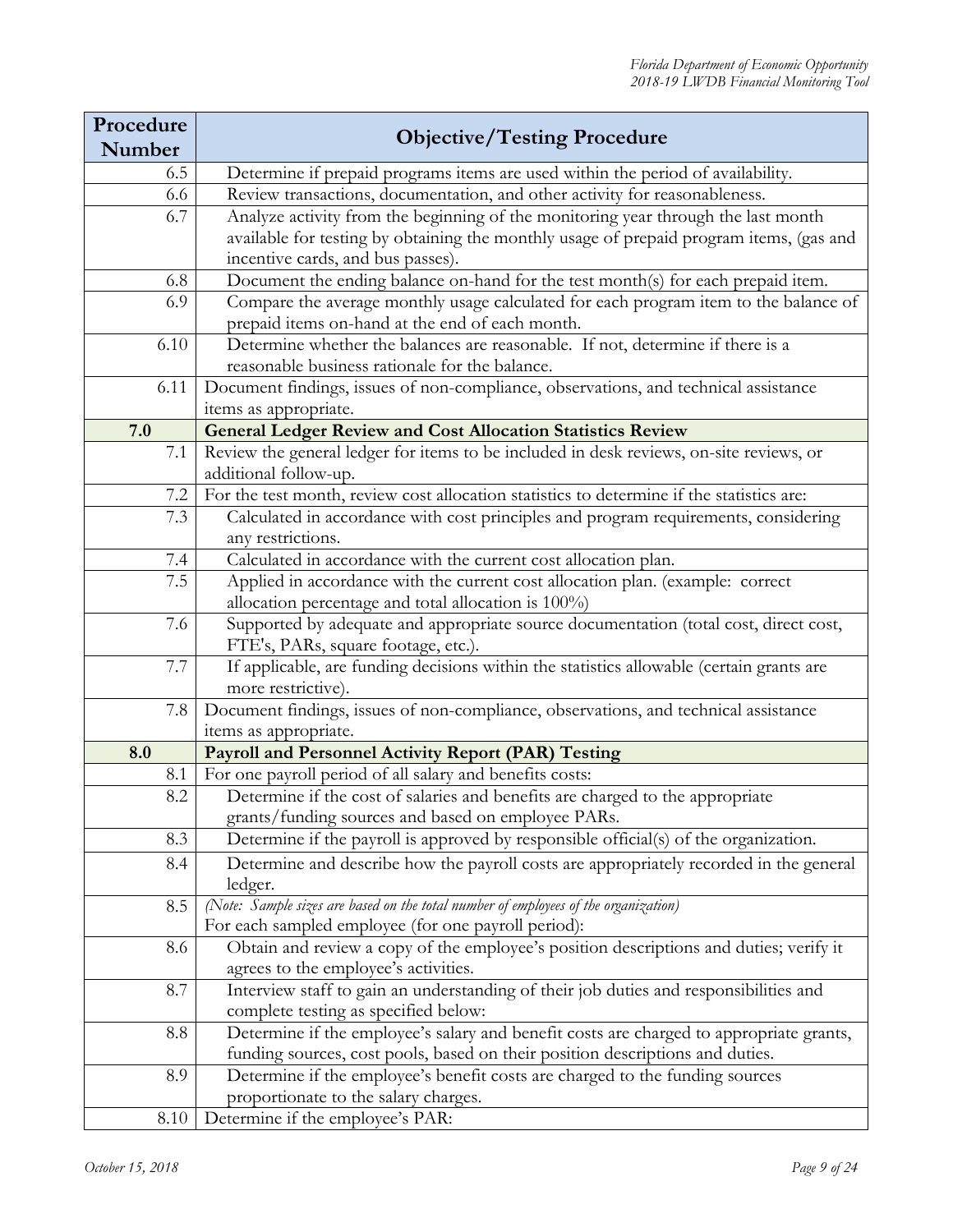| Procedure Number | Objective/Testing Procedure |
|---|---|
| 6.5 | Determine if prepaid programs items are used within the period of availability. |
| 6.6 | Review transactions, documentation, and other activity for reasonableness. |
| 6.7 | Analyze activity from the beginning of the monitoring year through the last month available for testing by obtaining the monthly usage of prepaid program items, (gas and incentive cards, and bus passes). |
| 6.8 | Document the ending balance on-hand for the test month(s) for each prepaid item. |
| 6.9 | Compare the average monthly usage calculated for each program item to the balance of prepaid items on-hand at the end of each month. |
| 6.10 | Determine whether the balances are reasonable. If not, determine if there is a reasonable business rationale for the balance. |
| 6.11 | Document findings, issues of non-compliance, observations, and technical assistance items as appropriate. |
| **7.0** | **General Ledger Review and Cost Allocation Statistics Review** |
| 7.1 | Review the general ledger for items to be included in desk reviews, on-site reviews, or additional follow-up. |
| 7.2 | For the test month, review cost allocation statistics to determine if the statistics are: |
| 7.3 | Calculated in accordance with cost principles and program requirements, considering any restrictions. |
| 7.4 | Calculated in accordance with the current cost allocation plan. |
| 7.5 | Applied in accordance with the current cost allocation plan. (example: correct allocation percentage and total allocation is 100%) |
| 7.6 | Supported by adequate and appropriate source documentation (total cost, direct cost, FTE's, PARs, square footage, etc.). |
| 7.7 | If applicable, are funding decisions within the statistics allowable (certain grants are more restrictive). |
| 7.8 | Document findings, issues of non-compliance, observations, and technical assistance items as appropriate. |
| **8.0** | **Payroll and Personnel Activity Report (PAR) Testing** |
| 8.1 | For one payroll period of all salary and benefits costs: |
| 8.2 | Determine if the cost of salaries and benefits are charged to the appropriate grants/funding sources and based on employee PARs. |
| 8.3 | Determine if the payroll is approved by responsible official(s) of the organization. |
| 8.4 | Determine and describe how the payroll costs are appropriately recorded in the general ledger. |
| 8.5 | *(Note: Sample sizes are based on the total number of employees of the organization)* For each sampled employee (for one payroll period): |
| 8.6 | Obtain and review a copy of the employee's position descriptions and duties; verify it agrees to the employee's activities. |
| 8.7 | Interview staff to gain an understanding of their job duties and responsibilities and complete testing as specified below: |
| 8.8 | Determine if the employee's salary and benefit costs are charged to appropriate grants, funding sources, cost pools, based on their position descriptions and duties. |
| 8.9 | Determine if the employee's benefit costs are charged to the funding sources proportionate to the salary charges. |
| 8.10 | Determine if the employee's PAR: |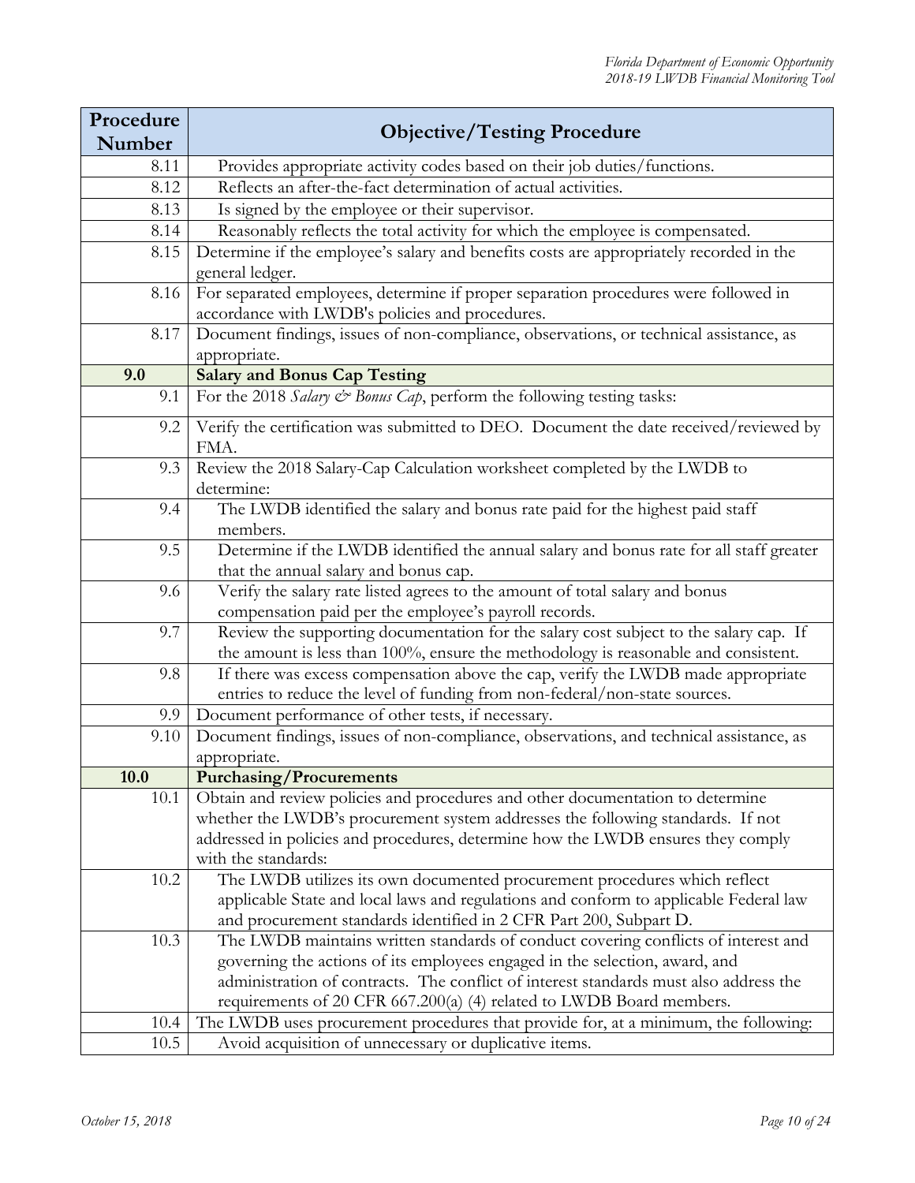| Procedure Number | Objective/Testing Procedure |
|---|---|
| 8.11 | Provides appropriate activity codes based on their job duties/functions. |
| 8.12 | Reflects an after-the-fact determination of actual activities. |
| 8.13 | Is signed by the employee or their supervisor. |
| 8.14 | Reasonably reflects the total activity for which the employee is compensated. |
| 8.15 | Determine if the employee's salary and benefits costs are appropriately recorded in the general ledger. |
| 8.16 | For separated employees, determine if proper separation procedures were followed in accordance with LWDB's policies and procedures. |
| 8.17 | Document findings, issues of non-compliance, observations, or technical assistance, as appropriate. |
| **9.0** | **Salary and Bonus Cap Testing** |
| 9.1 | For the 2018 *Salary & Bonus Cap*, perform the following testing tasks: |
| 9.2 | Verify the certification was submitted to DEO. Document the date received/reviewed by FMA. |
| 9.3 | Review the 2018 Salary-Cap Calculation worksheet completed by the LWDB to determine: |
| 9.4 | The LWDB identified the salary and bonus rate paid for the highest paid staff members. |
| 9.5 | Determine if the LWDB identified the annual salary and bonus rate for all staff greater that the annual salary and bonus cap. |
| 9.6 | Verify the salary rate listed agrees to the amount of total salary and bonus compensation paid per the employee's payroll records. |
| 9.7 | Review the supporting documentation for the salary cost subject to the salary cap. If the amount is less than 100%, ensure the methodology is reasonable and consistent. |
| 9.8 | If there was excess compensation above the cap, verify the LWDB made appropriate entries to reduce the level of funding from non-federal/non-state sources. |
| 9.9 | Document performance of other tests, if necessary. |
| 9.10 | Document findings, issues of non-compliance, observations, and technical assistance, as appropriate. |
| **10.0** | **Purchasing/Procurements** |
| 10.1 | Obtain and review policies and procedures and other documentation to determine whether the LWDB's procurement system addresses the following standards. If not addressed in policies and procedures, determine how the LWDB ensures they comply with the standards: |
| 10.2 | The LWDB utilizes its own documented procurement procedures which reflect applicable State and local laws and regulations and conform to applicable Federal law and procurement standards identified in 2 CFR Part 200, Subpart D. |
| 10.3 | The LWDB maintains written standards of conduct covering conflicts of interest and governing the actions of its employees engaged in the selection, award, and administration of contracts. The conflict of interest standards must also address the requirements of 20 CFR 667.200(a) (4) related to LWDB Board members. |
| 10.4 | The LWDB uses procurement procedures that provide for, at a minimum, the following: |
| 10.5 | Avoid acquisition of unnecessary or duplicative items. |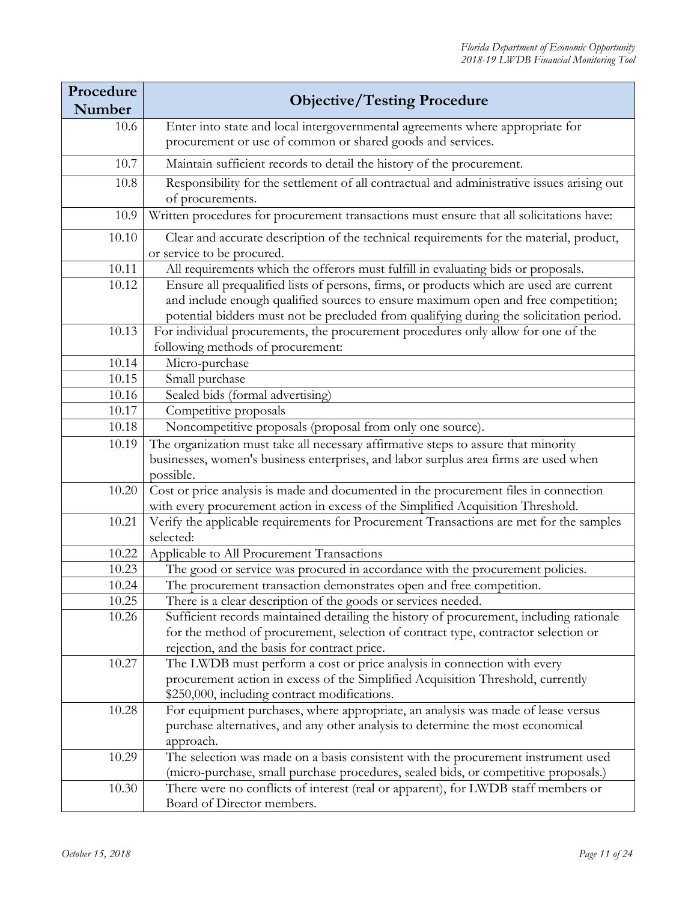| Procedure Number | Objective/Testing Procedure |
|---|---|
| 10.6 | Enter into state and local intergovernmental agreements where appropriate for procurement or use of common or shared goods and services. |
| 10.7 | Maintain sufficient records to detail the history of the procurement. |
| 10.8 | Responsibility for the settlement of all contractual and administrative issues arising out of procurements. |
| 10.9 | Written procedures for procurement transactions must ensure that all solicitations have: |
| 10.10 | Clear and accurate description of the technical requirements for the material, product, or service to be procured. |
| 10.11 | All requirements which the offerors must fulfill in evaluating bids or proposals. |
| 10.12 | Ensure all prequalified lists of persons, firms, or products which are used are current and include enough qualified sources to ensure maximum open and free competition; potential bidders must not be precluded from qualifying during the solicitation period. |
| 10.13 | For individual procurements, the procurement procedures only allow for one of the following methods of procurement: |
| 10.14 | Micro-purchase |
| 10.15 | Small purchase |
| 10.16 | Sealed bids (formal advertising) |
| 10.17 | Competitive proposals |
| 10.18 | Noncompetitive proposals (proposal from only one source). |
| 10.19 | The organization must take all necessary affirmative steps to assure that minority businesses, women's business enterprises, and labor surplus area firms are used when possible. |
| 10.20 | Cost or price analysis is made and documented in the procurement files in connection with every procurement action in excess of the Simplified Acquisition Threshold. |
| 10.21 | Verify the applicable requirements for Procurement Transactions are met for the samples selected: |
| 10.22 | Applicable to All Procurement Transactions |
| 10.23 | The good or service was procured in accordance with the procurement policies. |
| 10.24 | The procurement transaction demonstrates open and free competition. |
| 10.25 | There is a clear description of the goods or services needed. |
| 10.26 | Sufficient records maintained detailing the history of procurement, including rationale for the method of procurement, selection of contract type, contractor selection or rejection, and the basis for contract price. |
| 10.27 | The LWDB must perform a cost or price analysis in connection with every procurement action in excess of the Simplified Acquisition Threshold, currently $250,000, including contract modifications. |
| 10.28 | For equipment purchases, where appropriate, an analysis was made of lease versus purchase alternatives, and any other analysis to determine the most economical approach. |
| 10.29 | The selection was made on a basis consistent with the procurement instrument used (micro-purchase, small purchase procedures, sealed bids, or competitive proposals.) |
| 10.30 | There were no conflicts of interest (real or apparent), for LWDB staff members or Board of Director members. |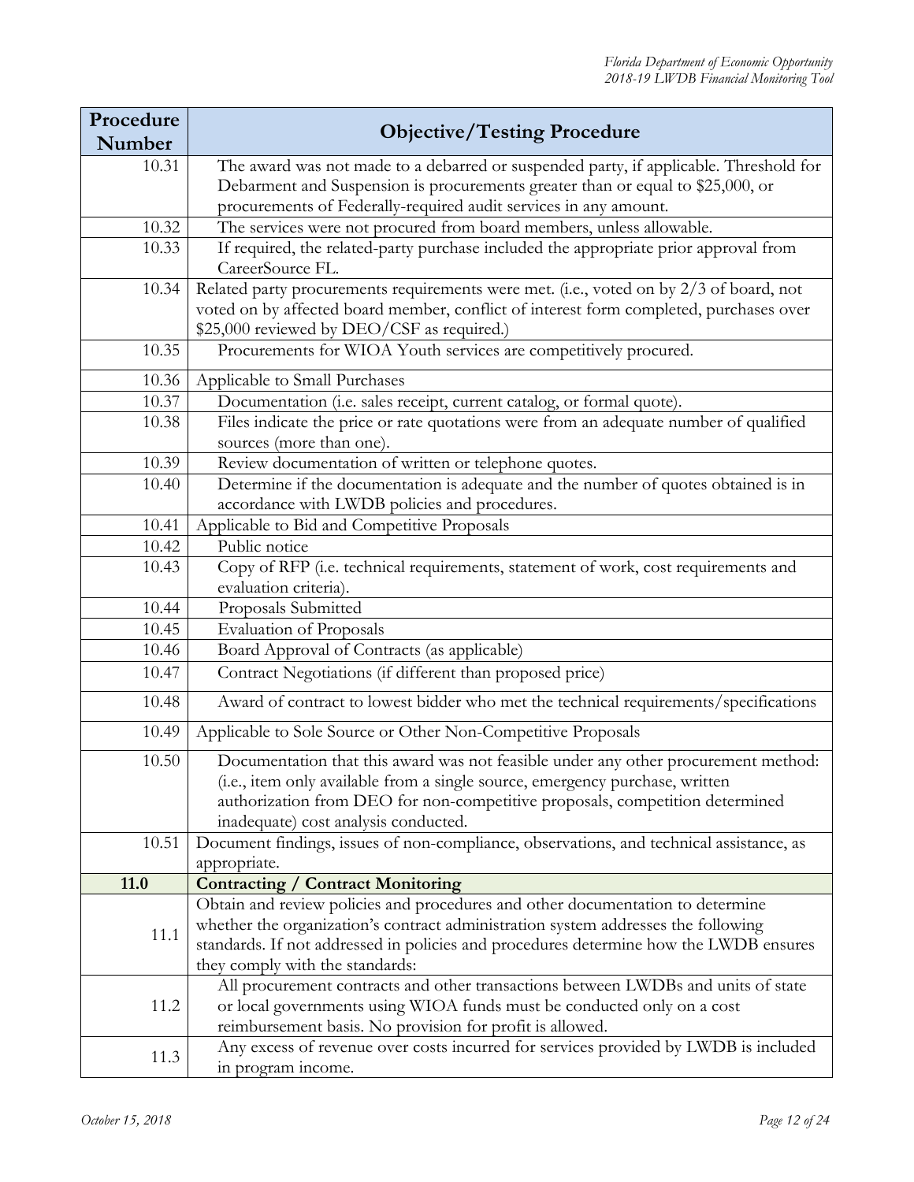| Procedure Number | Objective/Testing Procedure |
|---|---|
| 10.31 | The award was not made to a debarred or suspended party, if applicable. Threshold for Debarment and Suspension is procurements greater than or equal to $25,000, or procurements of Federally-required audit services in any amount. |
| 10.32 | The services were not procured from board members, unless allowable. |
| 10.33 | If required, the related-party purchase included the appropriate prior approval from CareerSource FL. |
| 10.34 | Related party procurements requirements were met. (i.e., voted on by 2/3 of board, not voted on by affected board member, conflict of interest form completed, purchases over $25,000 reviewed by DEO/CSF as required.) |
| 10.35 | Procurements for WIOA Youth services are competitively procured. |
| 10.36 | Applicable to Small Purchases |
| 10.37 | Documentation (i.e. sales receipt, current catalog, or formal quote). |
| 10.38 | Files indicate the price or rate quotations were from an adequate number of qualified sources (more than one). |
| 10.39 | Review documentation of written or telephone quotes. |
| 10.40 | Determine if the documentation is adequate and the number of quotes obtained is in accordance with LWDB policies and procedures. |
| 10.41 | Applicable to Bid and Competitive Proposals |
| 10.42 | Public notice |
| 10.43 | Copy of RFP (i.e. technical requirements, statement of work, cost requirements and evaluation criteria). |
| 10.44 | Proposals Submitted |
| 10.45 | Evaluation of Proposals |
| 10.46 | Board Approval of Contracts (as applicable) |
| 10.47 | Contract Negotiations (if different than proposed price) |
| 10.48 | Award of contract to lowest bidder who met the technical requirements/specifications |
| 10.49 | Applicable to Sole Source or Other Non-Competitive Proposals |
| 10.50 | Documentation that this award was not feasible under any other procurement method: (i.e., item only available from a single source, emergency purchase, written authorization from DEO for non-competitive proposals, competition determined inadequate) cost analysis conducted. |
| 10.51 | Document findings, issues of non-compliance, observations, and technical assistance, as appropriate. |
| **11.0** | **Contracting / Contract Monitoring** |
| 11.1 | Obtain and review policies and procedures and other documentation to determine whether the organization's contract administration system addresses the following standards. If not addressed in policies and procedures determine how the LWDB ensures they comply with the standards: |
| 11.2 | All procurement contracts and other transactions between LWDBs and units of state or local governments using WIOA funds must be conducted only on a cost reimbursement basis. No provision for profit is allowed. |
| 11.3 | Any excess of revenue over costs incurred for services provided by LWDB is included in program income. |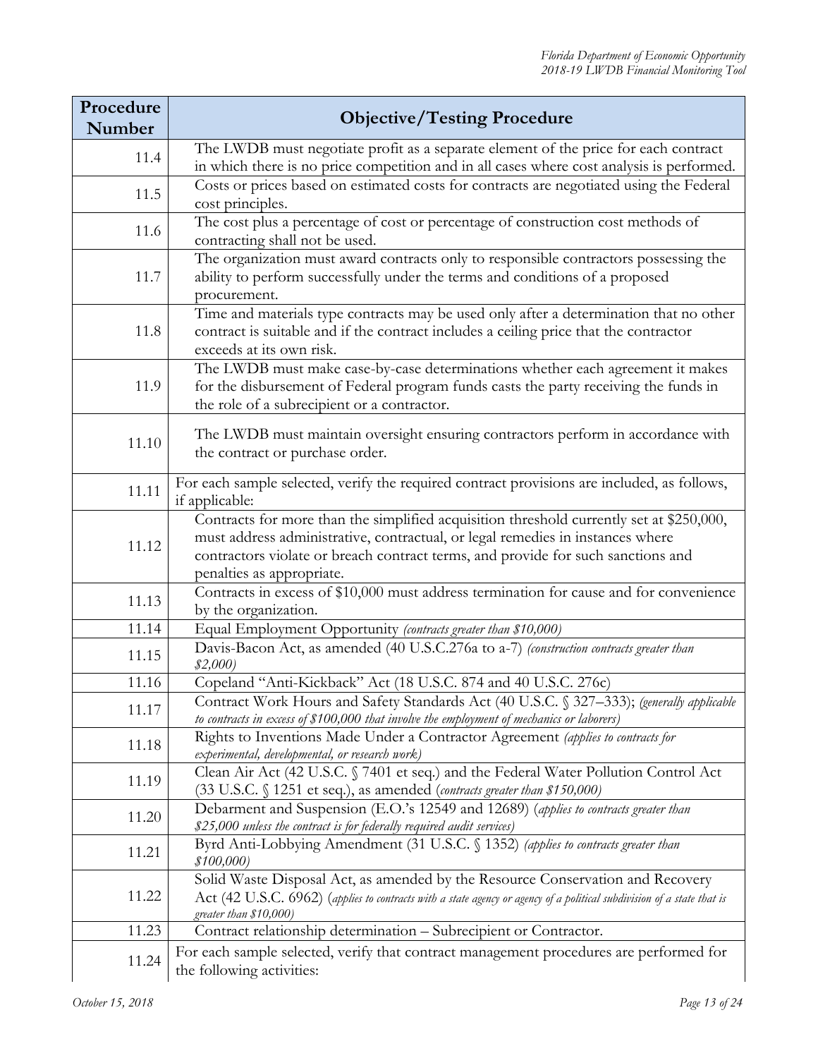| Procedure Number | Objective/Testing Procedure |
|---|---|
| 11.4 | The LWDB must negotiate profit as a separate element of the price for each contract in which there is no price competition and in all cases where cost analysis is performed. |
| 11.5 | Costs or prices based on estimated costs for contracts are negotiated using the Federal cost principles. |
| 11.6 | The cost plus a percentage of cost or percentage of construction cost methods of contracting shall not be used. |
| 11.7 | The organization must award contracts only to responsible contractors possessing the ability to perform successfully under the terms and conditions of a proposed procurement. |
| 11.8 | Time and materials type contracts may be used only after a determination that no other contract is suitable and if the contract includes a ceiling price that the contractor exceeds at its own risk. |
| 11.9 | The LWDB must make case-by-case determinations whether each agreement it makes for the disbursement of Federal program funds casts the party receiving the funds in the role of a subrecipient or a contractor. |
| 11.10 | The LWDB must maintain oversight ensuring contractors perform in accordance with the contract or purchase order. |
| 11.11 | For each sample selected, verify the required contract provisions are included, as follows, if applicable: |
| 11.12 | Contracts for more than the simplified acquisition threshold currently set at $250,000, must address administrative, contractual, or legal remedies in instances where contractors violate or breach contract terms, and provide for such sanctions and penalties as appropriate. |
| 11.13 | Contracts in excess of $10,000 must address termination for cause and for convenience by the organization. |
| 11.14 | Equal Employment Opportunity *(contracts greater than $10,000)* |
| 11.15 | Davis-Bacon Act, as amended (40 U.S.C.276a to a-7) *(construction contracts greater than $2,000)* |
| 11.16 | Copeland "Anti-Kickback" Act (18 U.S.C. 874 and 40 U.S.C. 276c) |
| 11.17 | Contract Work Hours and Safety Standards Act (40 U.S.C. § 327–333); *(generally applicable to contracts in excess of $100,000 that involve the employment of mechanics or laborers)* |
| 11.18 | Rights to Inventions Made Under a Contractor Agreement *(applies to contracts for experimental, developmental, or research work)* |
| 11.19 | Clean Air Act (42 U.S.C. § 7401 et seq.) and the Federal Water Pollution Control Act (33 U.S.C. § 1251 et seq.), as amended (*contracts greater than $150,000)* |
| 11.20 | Debarment and Suspension (E.O.'s 12549 and 12689) (*applies to contracts greater than $25,000 unless the contract is for federally required audit services)* |
| 11.21 | Byrd Anti-Lobbying Amendment (31 U.S.C. § 1352) *(applies to contracts greater than $100,000)* |
| 11.22 | Solid Waste Disposal Act, as amended by the Resource Conservation and Recovery Act (42 U.S.C. 6962) (*applies to contracts with a state agency or agency of a political subdivision of a state that is greater than $10,000)* |
| 11.23 | Contract relationship determination – Subrecipient or Contractor. |
| 11.24 | For each sample selected, verify that contract management procedures are performed for the following activities: |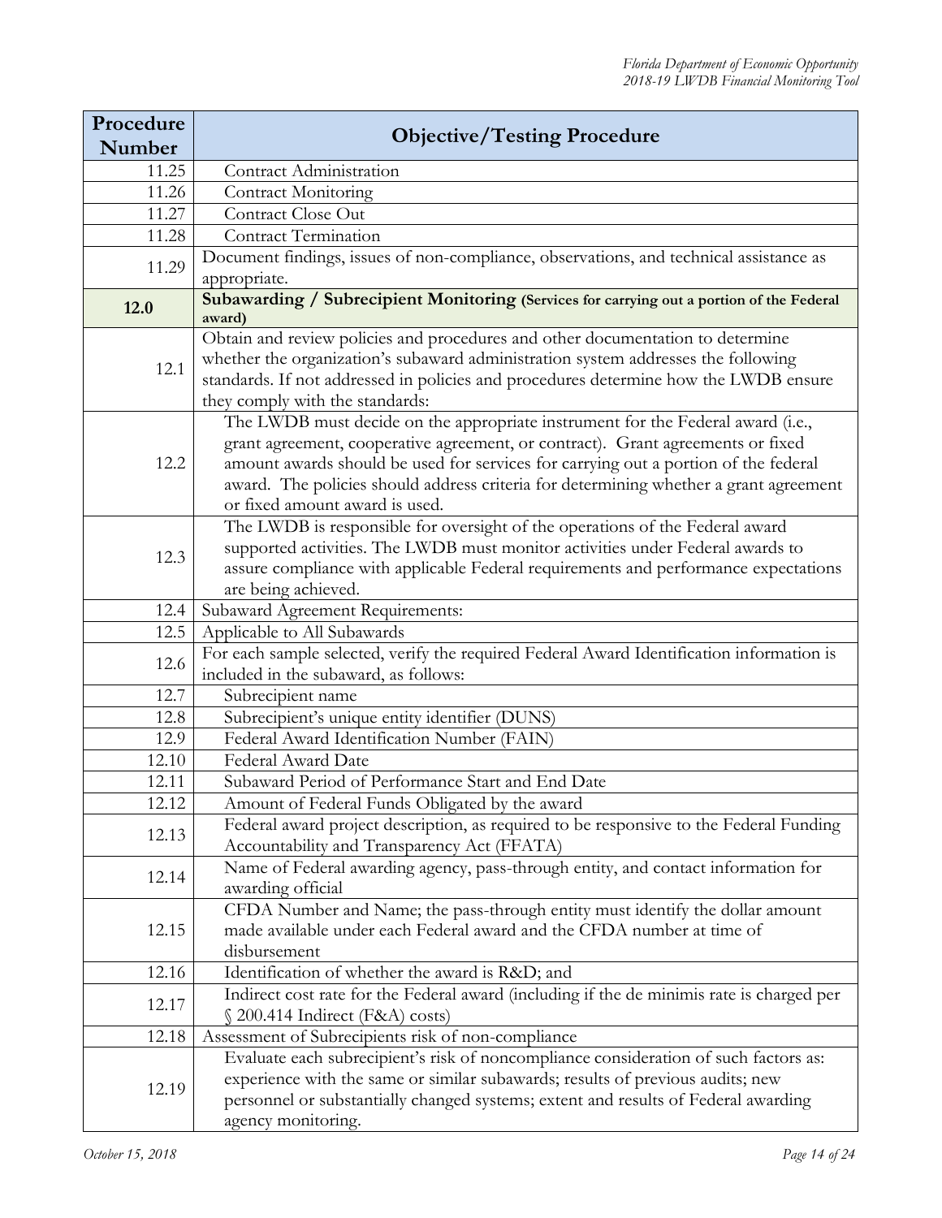| Procedure Number | Objective/Testing Procedure |
|---|---|
| 11.25 | Contract Administration |
| 11.26 | Contract Monitoring |
| 11.27 | Contract Close Out |
| 11.28 | Contract Termination |
| 11.29 | Document findings, issues of non-compliance, observations, and technical assistance as appropriate. |
| **12.0** | **Subawarding / Subrecipient Monitoring (Services for carrying out a portion of the Federal award)** |
| 12.1 | Obtain and review policies and procedures and other documentation to determine whether the organization's subaward administration system addresses the following standards. If not addressed in policies and procedures determine how the LWDB ensure they comply with the standards: |
| 12.2 | The LWDB must decide on the appropriate instrument for the Federal award (i.e., grant agreement, cooperative agreement, or contract). Grant agreements or fixed amount awards should be used for services for carrying out a portion of the federal award. The policies should address criteria for determining whether a grant agreement or fixed amount award is used. |
| 12.3 | The LWDB is responsible for oversight of the operations of the Federal award supported activities. The LWDB must monitor activities under Federal awards to assure compliance with applicable Federal requirements and performance expectations are being achieved. |
| 12.4 | Subaward Agreement Requirements: |
| 12.5 | Applicable to All Subawards |
| 12.6 | For each sample selected, verify the required Federal Award Identification information is included in the subaward, as follows: |
| 12.7 | Subrecipient name |
| 12.8 | Subrecipient's unique entity identifier (DUNS) |
| 12.9 | Federal Award Identification Number (FAIN) |
| 12.10 | Federal Award Date |
| 12.11 | Subaward Period of Performance Start and End Date |
| 12.12 | Amount of Federal Funds Obligated by the award |
| 12.13 | Federal award project description, as required to be responsive to the Federal Funding Accountability and Transparency Act (FFATA) |
| 12.14 | Name of Federal awarding agency, pass-through entity, and contact information for awarding official |
| 12.15 | CFDA Number and Name; the pass-through entity must identify the dollar amount made available under each Federal award and the CFDA number at time of disbursement |
| 12.16 | Identification of whether the award is R&D; and |
| 12.17 | Indirect cost rate for the Federal award (including if the de minimis rate is charged per § 200.414 Indirect (F&A) costs) |
| 12.18 | Assessment of Subrecipients risk of non-compliance |
| 12.19 | Evaluate each subrecipient's risk of noncompliance consideration of such factors as: experience with the same or similar subawards; results of previous audits; new personnel or substantially changed systems; extent and results of Federal awarding agency monitoring. |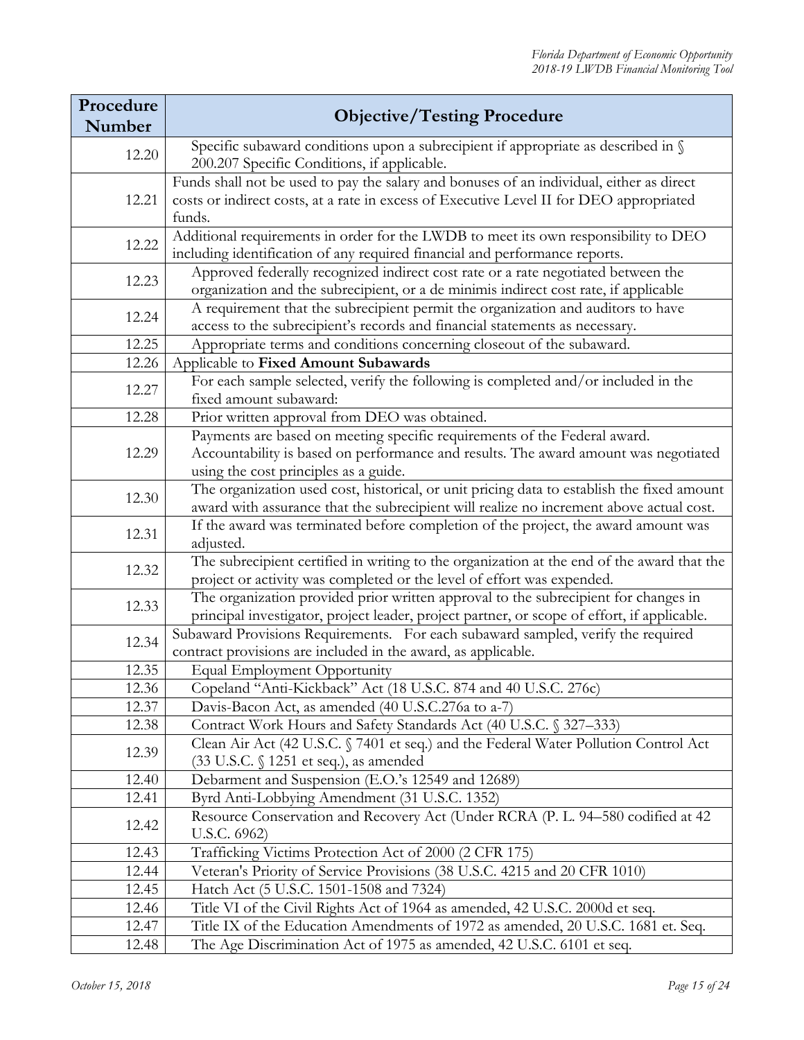| Procedure Number | Objective/Testing Procedure |
|---|---|
| 12.20 | Specific subaward conditions upon a subrecipient if appropriate as described in § 200.207 Specific Conditions, if applicable. |
| 12.21 | Funds shall not be used to pay the salary and bonuses of an individual, either as direct costs or indirect costs, at a rate in excess of Executive Level II for DEO appropriated funds. |
| 12.22 | Additional requirements in order for the LWDB to meet its own responsibility to DEO including identification of any required financial and performance reports. |
| 12.23 | Approved federally recognized indirect cost rate or a rate negotiated between the organization and the subrecipient, or a de minimis indirect cost rate, if applicable |
| 12.24 | A requirement that the subrecipient permit the organization and auditors to have access to the subrecipient's records and financial statements as necessary. |
| 12.25 | Appropriate terms and conditions concerning closeout of the subaward. |
| 12.26 | Applicable to **Fixed Amount Subawards** |
| 12.27 | For each sample selected, verify the following is completed and/or included in the fixed amount subaward: |
| 12.28 | Prior written approval from DEO was obtained. |
| 12.29 | Payments are based on meeting specific requirements of the Federal award. Accountability is based on performance and results. The award amount was negotiated using the cost principles as a guide. |
| 12.30 | The organization used cost, historical, or unit pricing data to establish the fixed amount award with assurance that the subrecipient will realize no increment above actual cost. |
| 12.31 | If the award was terminated before completion of the project, the award amount was adjusted. |
| 12.32 | The subrecipient certified in writing to the organization at the end of the award that the project or activity was completed or the level of effort was expended. |
| 12.33 | The organization provided prior written approval to the subrecipient for changes in principal investigator, project leader, project partner, or scope of effort, if applicable. |
| 12.34 | Subaward Provisions Requirements. For each subaward sampled, verify the required contract provisions are included in the award, as applicable. |
| 12.35 | Equal Employment Opportunity |
| 12.36 | Copeland "Anti-Kickback" Act (18 U.S.C. 874 and 40 U.S.C. 276c) |
| 12.37 | Davis-Bacon Act, as amended (40 U.S.C.276a to a-7) |
| 12.38 | Contract Work Hours and Safety Standards Act (40 U.S.C. § 327–333) |
| 12.39 | Clean Air Act (42 U.S.C. § 7401 et seq.) and the Federal Water Pollution Control Act (33 U.S.C. § 1251 et seq.), as amended |
| 12.40 | Debarment and Suspension (E.O.'s 12549 and 12689) |
| 12.41 | Byrd Anti-Lobbying Amendment (31 U.S.C. 1352) |
| 12.42 | Resource Conservation and Recovery Act (Under RCRA (P. L. 94–580 codified at 42 U.S.C. 6962) |
| 12.43 | Trafficking Victims Protection Act of 2000 (2 CFR 175) |
| 12.44 | Veteran's Priority of Service Provisions (38 U.S.C. 4215 and 20 CFR 1010) |
| 12.45 | Hatch Act (5 U.S.C. 1501-1508 and 7324) |
| 12.46 | Title VI of the Civil Rights Act of 1964 as amended, 42 U.S.C. 2000d et seq. |
| 12.47 | Title IX of the Education Amendments of 1972 as amended, 20 U.S.C. 1681 et. Seq. |
| 12.48 | The Age Discrimination Act of 1975 as amended, 42 U.S.C. 6101 et seq. |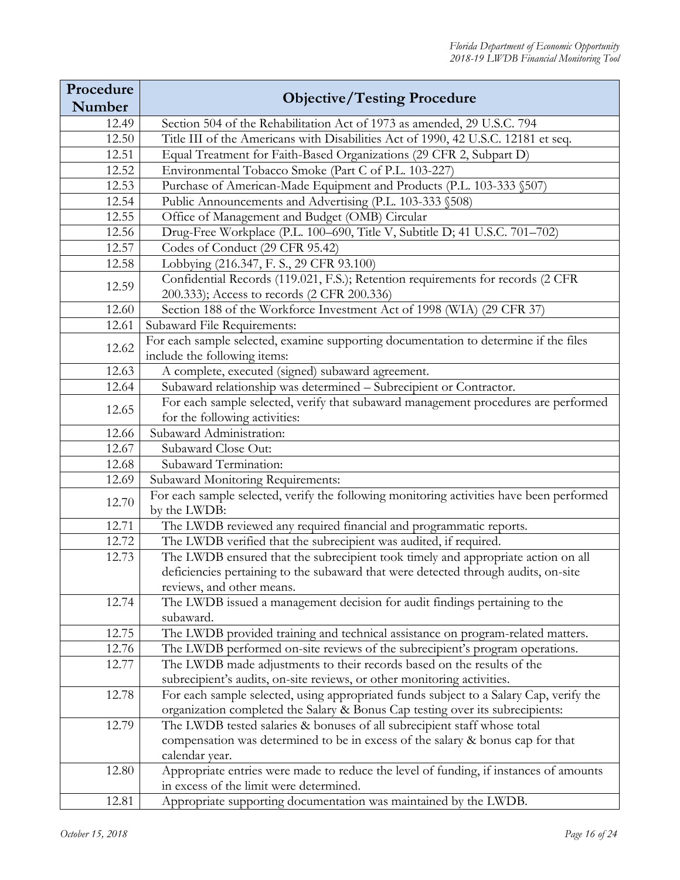| Procedure Number | Objective/Testing Procedure |
|---|---|
| 12.49 | Section 504 of the Rehabilitation Act of 1973 as amended, 29 U.S.C. 794 |
| 12.50 | Title III of the Americans with Disabilities Act of 1990, 42 U.S.C. 12181 et seq. |
| 12.51 | Equal Treatment for Faith-Based Organizations (29 CFR 2, Subpart D) |
| 12.52 | Environmental Tobacco Smoke (Part C of P.L. 103-227) |
| 12.53 | Purchase of American-Made Equipment and Products (P.L. 103-333 §507) |
| 12.54 | Public Announcements and Advertising (P.L. 103-333 §508) |
| 12.55 | Office of Management and Budget (OMB) Circular |
| 12.56 | Drug-Free Workplace (P.L. 100–690, Title V, Subtitle D; 41 U.S.C. 701–702) |
| 12.57 | Codes of Conduct (29 CFR 95.42) |
| 12.58 | Lobbying (216.347, F. S., 29 CFR 93.100) |
| 12.59 | Confidential Records (119.021, F.S.); Retention requirements for records (2 CFR 200.333); Access to records (2 CFR 200.336) |
| 12.60 | Section 188 of the Workforce Investment Act of 1998 (WIA) (29 CFR 37) |
| 12.61 | Subaward File Requirements: |
| 12.62 | For each sample selected, examine supporting documentation to determine if the files include the following items: |
| 12.63 | A complete, executed (signed) subaward agreement. |
| 12.64 | Subaward relationship was determined – Subrecipient or Contractor. |
| 12.65 | For each sample selected, verify that subaward management procedures are performed for the following activities: |
| 12.66 | Subaward Administration: |
| 12.67 | Subaward Close Out: |
| 12.68 | Subaward Termination: |
| 12.69 | Subaward Monitoring Requirements: |
| 12.70 | For each sample selected, verify the following monitoring activities have been performed by the LWDB: |
| 12.71 | The LWDB reviewed any required financial and programmatic reports. |
| 12.72 | The LWDB verified that the subrecipient was audited, if required. |
| 12.73 | The LWDB ensured that the subrecipient took timely and appropriate action on all deficiencies pertaining to the subaward that were detected through audits, on-site reviews, and other means. |
| 12.74 | The LWDB issued a management decision for audit findings pertaining to the subaward. |
| 12.75 | The LWDB provided training and technical assistance on program-related matters. |
| 12.76 | The LWDB performed on-site reviews of the subrecipient's program operations. |
| 12.77 | The LWDB made adjustments to their records based on the results of the subrecipient's audits, on-site reviews, or other monitoring activities. |
| 12.78 | For each sample selected, using appropriated funds subject to a Salary Cap, verify the organization completed the Salary & Bonus Cap testing over its subrecipients: |
| 12.79 | The LWDB tested salaries & bonuses of all subrecipient staff whose total compensation was determined to be in excess of the salary & bonus cap for that calendar year. |
| 12.80 | Appropriate entries were made to reduce the level of funding, if instances of amounts in excess of the limit were determined. |
| 12.81 | Appropriate supporting documentation was maintained by the LWDB. |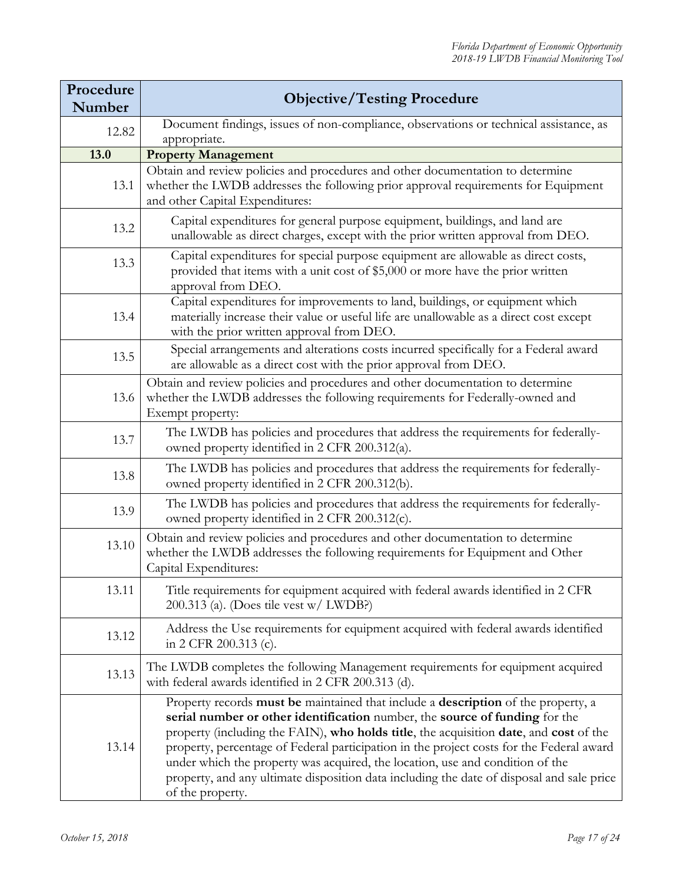| Procedure Number | Objective/Testing Procedure |
|---|---|
| 12.82 | Document findings, issues of non-compliance, observations or technical assistance, as appropriate. |
| **13.0** | **Property Management** |
| 13.1 | Obtain and review policies and procedures and other documentation to determine whether the LWDB addresses the following prior approval requirements for Equipment and other Capital Expenditures: |
| 13.2 | Capital expenditures for general purpose equipment, buildings, and land are unallowable as direct charges, except with the prior written approval from DEO. |
| 13.3 | Capital expenditures for special purpose equipment are allowable as direct costs, provided that items with a unit cost of $5,000 or more have the prior written approval from DEO. |
| 13.4 | Capital expenditures for improvements to land, buildings, or equipment which materially increase their value or useful life are unallowable as a direct cost except with the prior written approval from DEO. |
| 13.5 | Special arrangements and alterations costs incurred specifically for a Federal award are allowable as a direct cost with the prior approval from DEO. |
| 13.6 | Obtain and review policies and procedures and other documentation to determine whether the LWDB addresses the following requirements for Federally-owned and Exempt property: |
| 13.7 | The LWDB has policies and procedures that address the requirements for federally-owned property identified in 2 CFR 200.312(a). |
| 13.8 | The LWDB has policies and procedures that address the requirements for federally-owned property identified in 2 CFR 200.312(b). |
| 13.9 | The LWDB has policies and procedures that address the requirements for federally-owned property identified in 2 CFR 200.312(c). |
| 13.10 | Obtain and review policies and procedures and other documentation to determine whether the LWDB addresses the following requirements for Equipment and Other Capital Expenditures: |
| 13.11 | Title requirements for equipment acquired with federal awards identified in 2 CFR 200.313 (a). (Does tile vest w/ LWDB?) |
| 13.12 | Address the Use requirements for equipment acquired with federal awards identified in 2 CFR 200.313 (c). |
| 13.13 | The LWDB completes the following Management requirements for equipment acquired with federal awards identified in 2 CFR 200.313 (d). |
| 13.14 | Property records **must be** maintained that include a **description** of the property, a **serial number or other identification** number, the **source of funding** for the property (including the FAIN), **who holds title**, the acquisition **date**, and **cost** of the property, percentage of Federal participation in the project costs for the Federal award under which the property was acquired, the location, use and condition of the property, and any ultimate disposition data including the date of disposal and sale price of the property. |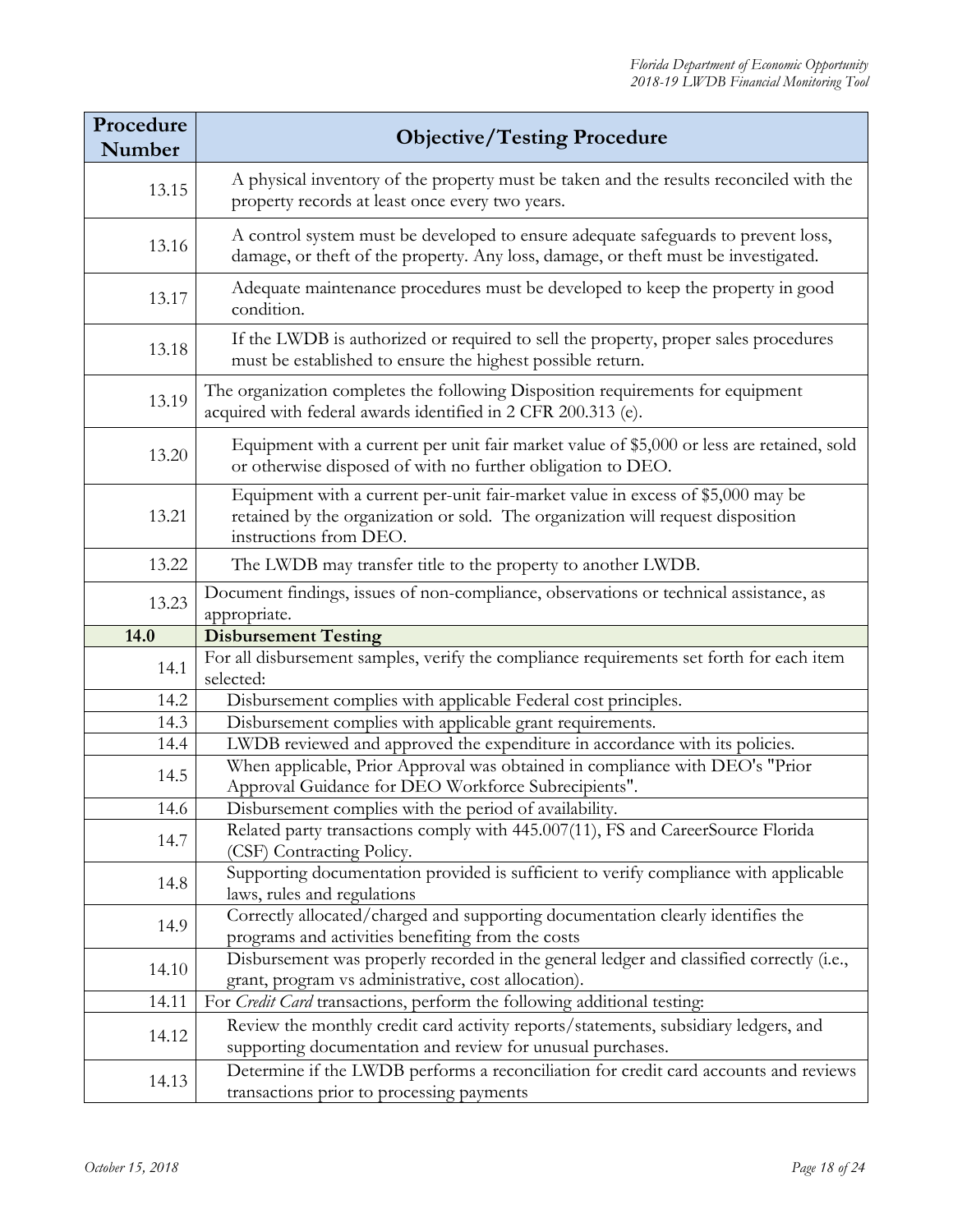| Procedure Number | Objective/Testing Procedure |
|---|---|
| 13.15 | A physical inventory of the property must be taken and the results reconciled with the property records at least once every two years. |
| 13.16 | A control system must be developed to ensure adequate safeguards to prevent loss, damage, or theft of the property. Any loss, damage, or theft must be investigated. |
| 13.17 | Adequate maintenance procedures must be developed to keep the property in good condition. |
| 13.18 | If the LWDB is authorized or required to sell the property, proper sales procedures must be established to ensure the highest possible return. |
| 13.19 | The organization completes the following Disposition requirements for equipment acquired with federal awards identified in 2 CFR 200.313 (e). |
| 13.20 | Equipment with a current per unit fair market value of $5,000 or less are retained, sold or otherwise disposed of with no further obligation to DEO. |
| 13.21 | Equipment with a current per-unit fair-market value in excess of $5,000 may be retained by the organization or sold. The organization will request disposition instructions from DEO. |
| 13.22 | The LWDB may transfer title to the property to another LWDB. |
| 13.23 | Document findings, issues of non-compliance, observations or technical assistance, as appropriate. |
| **14.0** | **Disbursement Testing** |
| 14.1 | For all disbursement samples, verify the compliance requirements set forth for each item selected: |
| 14.2 | Disbursement complies with applicable Federal cost principles. |
| 14.3 | Disbursement complies with applicable grant requirements. |
| 14.4 | LWDB reviewed and approved the expenditure in accordance with its policies. |
| 14.5 | When applicable, Prior Approval was obtained in compliance with DEO's "Prior Approval Guidance for DEO Workforce Subrecipients". |
| 14.6 | Disbursement complies with the period of availability. |
| 14.7 | Related party transactions comply with 445.007(11), FS and CareerSource Florida (CSF) Contracting Policy. |
| 14.8 | Supporting documentation provided is sufficient to verify compliance with applicable laws, rules and regulations |
| 14.9 | Correctly allocated/charged and supporting documentation clearly identifies the programs and activities benefiting from the costs |
| 14.10 | Disbursement was properly recorded in the general ledger and classified correctly (i.e., grant, program vs administrative, cost allocation). |
| 14.11 | For *Credit Card* transactions, perform the following additional testing: |
| 14.12 | Review the monthly credit card activity reports/statements, subsidiary ledgers, and supporting documentation and review for unusual purchases. |
| 14.13 | Determine if the LWDB performs a reconciliation for credit card accounts and reviews transactions prior to processing payments |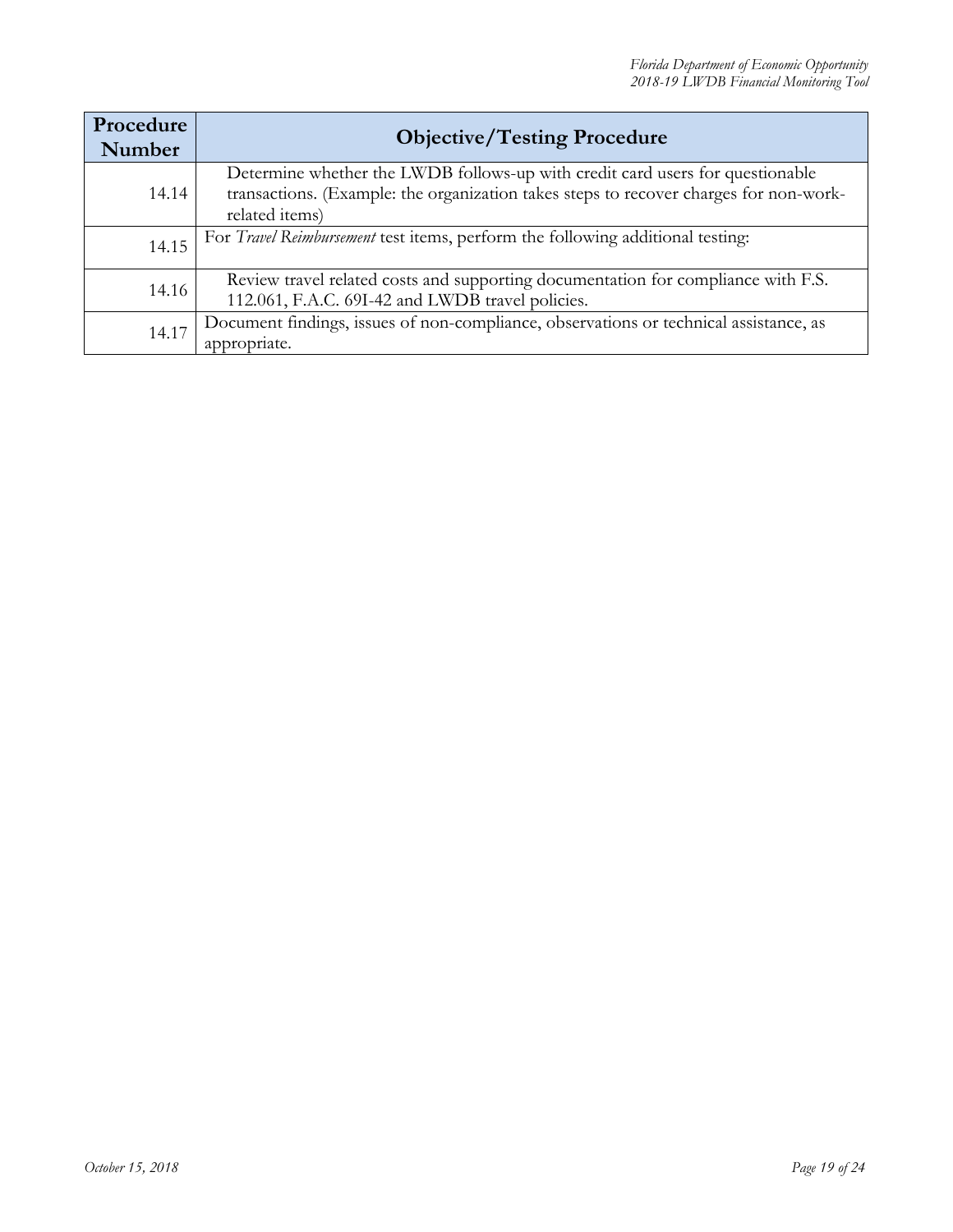| Procedure Number | Objective/Testing Procedure |
|---|---|
| 14.14 | Determine whether the LWDB follows-up with credit card users for questionable transactions. (Example: the organization takes steps to recover charges for non-work-related items) |
| 14.15 | For *Travel Reimbursement* test items, perform the following additional testing: |
| 14.16 | Review travel related costs and supporting documentation for compliance with F.S. 112.061, F.A.C. 69I-42 and LWDB travel policies. |
| 14.17 | Document findings, issues of non-compliance, observations or technical assistance, as appropriate. |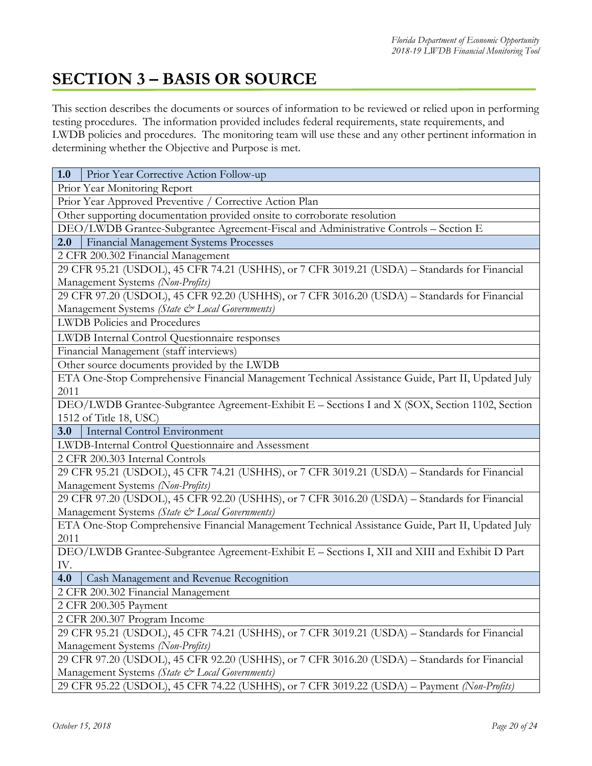# SECTION 3 – BASIS OR SOURCE

This section describes the documents or sources of information to be reviewed or relied upon in performing testing procedures. The information provided includes federal requirements, state requirements, and LWDB policies and procedures. The monitoring team will use these and any other pertinent information in determining whether the Objective and Purpose is met.

| **1.0** | Prior Year Corrective Action Follow-up |
|---|---|
| Prior Year Monitoring Report | |
| Prior Year Approved Preventive / Corrective Action Plan | |
| Other supporting documentation provided onsite to corroborate resolution | |
| DEO/LWDB Grantee-Subgrantee Agreement-Fiscal and Administrative Controls – Section E | |
| **2.0** | Financial Management Systems Processes |
| 2 CFR 200.302 Financial Management | |
| 29 CFR 95.21 (USDOL), 45 CFR 74.21 (USHHS), or 7 CFR 3019.21 (USDA) – Standards for Financial Management Systems *(Non-Profits)* | |
| 29 CFR 97.20 (USDOL), 45 CFR 92.20 (USHHS), or 7 CFR 3016.20 (USDA) – Standards for Financial Management Systems *(State & Local Governments)* | |
| LWDB Policies and Procedures | |
| LWDB Internal Control Questionnaire responses | |
| Financial Management (staff interviews) | |
| Other source documents provided by the LWDB | |
| ETA One-Stop Comprehensive Financial Management Technical Assistance Guide, Part II, Updated July 2011 | |
| DEO/LWDB Grantee-Subgrantee Agreement-Exhibit E – Sections I and X (SOX, Section 1102, Section 1512 of Title 18, USC) | |
| **3.0** | Internal Control Environment |
| LWDB-Internal Control Questionnaire and Assessment | |
| 2 CFR 200.303 Internal Controls | |
| 29 CFR 95.21 (USDOL), 45 CFR 74.21 (USHHS), or 7 CFR 3019.21 (USDA) – Standards for Financial Management Systems *(Non-Profits)* | |
| 29 CFR 97.20 (USDOL), 45 CFR 92.20 (USHHS), or 7 CFR 3016.20 (USDA) – Standards for Financial Management Systems *(State & Local Governments)* | |
| ETA One-Stop Comprehensive Financial Management Technical Assistance Guide, Part II, Updated July 2011 | |
| DEO/LWDB Grantee-Subgrantee Agreement-Exhibit E – Sections I, XII and XIII and Exhibit D Part IV. | |
| **4.0** | Cash Management and Revenue Recognition |
| 2 CFR 200.302 Financial Management | |
| 2 CFR 200.305 Payment | |
| 2 CFR 200.307 Program Income | |
| 29 CFR 95.21 (USDOL), 45 CFR 74.21 (USHHS), or 7 CFR 3019.21 (USDA) – Standards for Financial Management Systems *(Non-Profits)* | |
| 29 CFR 97.20 (USDOL), 45 CFR 92.20 (USHHS), or 7 CFR 3016.20 (USDA) – Standards for Financial Management Systems *(State & Local Governments)* | |
| 29 CFR 95.22 (USDOL), 45 CFR 74.22 (USHHS), or 7 CFR 3019.22 (USDA) – Payment *(Non-Profits)* | |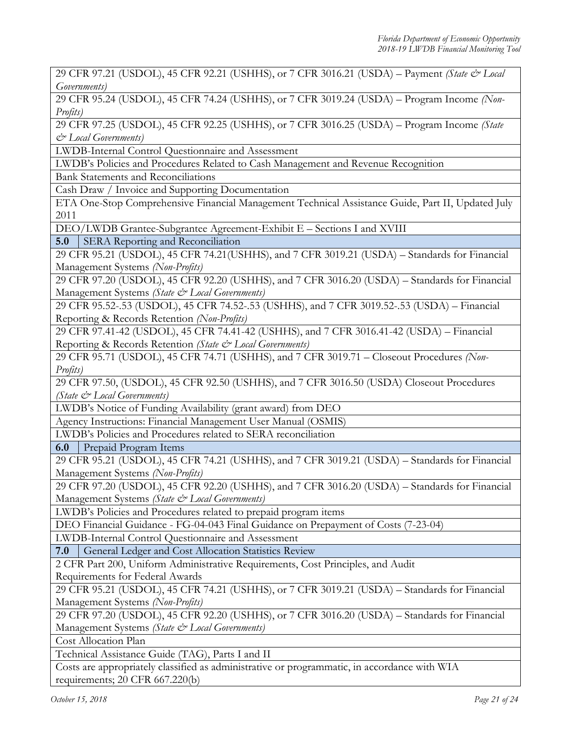| | |
|---|---|
| 29 CFR 97.21 (USDOL), 45 CFR 92.21 (USHHS), or 7 CFR 3016.21 (USDA) – Payment *(State & Local Governments)* | |
| 29 CFR 95.24 (USDOL), 45 CFR 74.24 (USHHS), or 7 CFR 3019.24 (USDA) – Program Income *(Non-Profits)* | |
| 29 CFR 97.25 (USDOL), 45 CFR 92.25 (USHHS), or 7 CFR 3016.25 (USDA) – Program Income *(State & Local Governments)* | |
| LWDB-Internal Control Questionnaire and Assessment | |
| LWDB's Policies and Procedures Related to Cash Management and Revenue Recognition | |
| Bank Statements and Reconciliations | |
| Cash Draw / Invoice and Supporting Documentation | |
| ETA One-Stop Comprehensive Financial Management Technical Assistance Guide, Part II, Updated July 2011 | |
| DEO/LWDB Grantee-Subgrantee Agreement-Exhibit E – Sections I and XVIII | |
| **5.0** | SERA Reporting and Reconciliation |
| 29 CFR 95.21 (USDOL), 45 CFR 74.21(USHHS), and 7 CFR 3019.21 (USDA) – Standards for Financial Management Systems *(Non-Profits)* | |
| 29 CFR 97.20 (USDOL), 45 CFR 92.20 (USHHS), and 7 CFR 3016.20 (USDA) – Standards for Financial Management Systems *(State & Local Governments)* | |
| 29 CFR 95.52-.53 (USDOL), 45 CFR 74.52-.53 (USHHS), and 7 CFR 3019.52-.53 (USDA) – Financial Reporting & Records Retention *(Non-Profits)* | |
| 29 CFR 97.41-42 (USDOL), 45 CFR 74.41-42 (USHHS), and 7 CFR 3016.41-42 (USDA) – Financial Reporting & Records Retention *(State & Local Governments)* | |
| 29 CFR 95.71 (USDOL), 45 CFR 74.71 (USHHS), and 7 CFR 3019.71 – Closeout Procedures *(Non-Profits)* | |
| 29 CFR 97.50, (USDOL), 45 CFR 92.50 (USHHS), and 7 CFR 3016.50 (USDA) Closeout Procedures *(State & Local Governments)* | |
| LWDB's Notice of Funding Availability (grant award) from DEO | |
| Agency Instructions: Financial Management User Manual (OSMIS) | |
| LWDB's Policies and Procedures related to SERA reconciliation | |
| **6.0** | Prepaid Program Items |
| 29 CFR 95.21 (USDOL), 45 CFR 74.21 (USHHS), and 7 CFR 3019.21 (USDA) – Standards for Financial Management Systems *(Non-Profits)* | |
| 29 CFR 97.20 (USDOL), 45 CFR 92.20 (USHHS), and 7 CFR 3016.20 (USDA) – Standards for Financial Management Systems *(State & Local Governments)* | |
| LWDB's Policies and Procedures related to prepaid program items | |
| DEO Financial Guidance - FG-04-043 Final Guidance on Prepayment of Costs (7-23-04) | |
| LWDB-Internal Control Questionnaire and Assessment | |
| **7.0** | General Ledger and Cost Allocation Statistics Review |
| 2 CFR Part 200, Uniform Administrative Requirements, Cost Principles, and Audit Requirements for Federal Awards | |
| 29 CFR 95.21 (USDOL), 45 CFR 74.21 (USHHS), or 7 CFR 3019.21 (USDA) – Standards for Financial Management Systems *(Non-Profits)* | |
| 29 CFR 97.20 (USDOL), 45 CFR 92.20 (USHHS), or 7 CFR 3016.20 (USDA) – Standards for Financial Management Systems *(State & Local Governments)* | |
| Cost Allocation Plan | |
| Technical Assistance Guide (TAG), Parts I and II | |
| Costs are appropriately classified as administrative or programmatic, in accordance with WIA requirements; 20 CFR 667.220(b) | |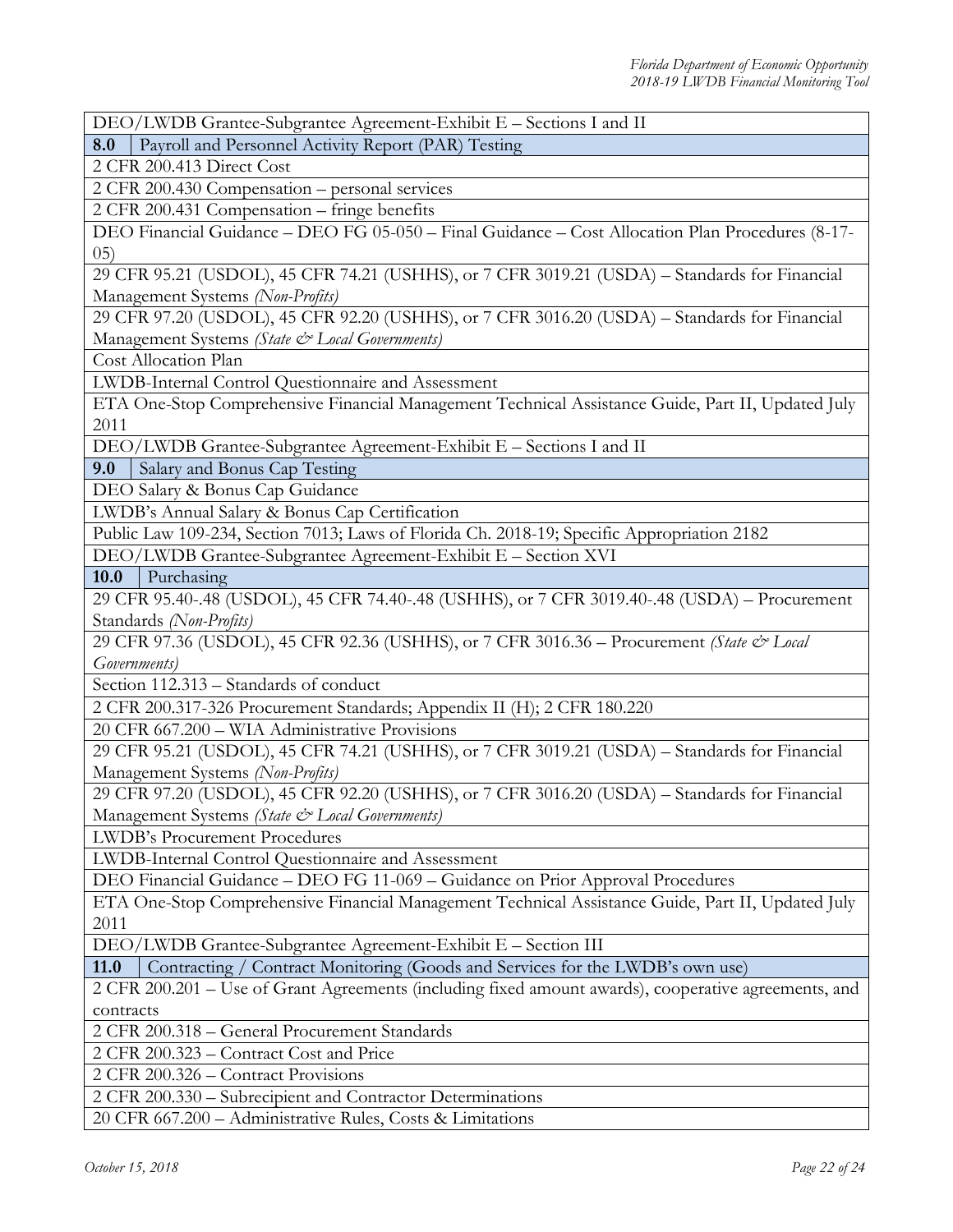| |
|---|
| DEO/LWDB Grantee-Subgrantee Agreement-Exhibit E – Sections I and II |
| **8.0** Payroll and Personnel Activity Report (PAR) Testing |
| 2 CFR 200.413 Direct Cost |
| 2 CFR 200.430 Compensation – personal services |
| 2 CFR 200.431 Compensation – fringe benefits |
| DEO Financial Guidance – DEO FG 05-050 – Final Guidance – Cost Allocation Plan Procedures (8-17-05) |
| 29 CFR 95.21 (USDOL), 45 CFR 74.21 (USHHS), or 7 CFR 3019.21 (USDA) – Standards for Financial Management Systems *(Non-Profits)* |
| 29 CFR 97.20 (USDOL), 45 CFR 92.20 (USHHS), or 7 CFR 3016.20 (USDA) – Standards for Financial Management Systems *(State & Local Governments)* |
| Cost Allocation Plan |
| LWDB-Internal Control Questionnaire and Assessment |
| ETA One-Stop Comprehensive Financial Management Technical Assistance Guide, Part II, Updated July 2011 |
| DEO/LWDB Grantee-Subgrantee Agreement-Exhibit E – Sections I and II |
| **9.0** Salary and Bonus Cap Testing |
| DEO Salary & Bonus Cap Guidance |
| LWDB's Annual Salary & Bonus Cap Certification |
| Public Law 109-234, Section 7013; Laws of Florida Ch. 2018-19; Specific Appropriation 2182 |
| DEO/LWDB Grantee-Subgrantee Agreement-Exhibit E – Section XVI |
| **10.0** Purchasing |
| 29 CFR 95.40-.48 (USDOL), 45 CFR 74.40-.48 (USHHS), or 7 CFR 3019.40-.48 (USDA) – Procurement Standards *(Non-Profits)* |
| 29 CFR 97.36 (USDOL), 45 CFR 92.36 (USHHS), or 7 CFR 3016.36 – Procurement *(State & Local Governments)* |
| Section 112.313 – Standards of conduct |
| 2 CFR 200.317-326 Procurement Standards; Appendix II (H); 2 CFR 180.220 |
| 20 CFR 667.200 – WIA Administrative Provisions |
| 29 CFR 95.21 (USDOL), 45 CFR 74.21 (USHHS), or 7 CFR 3019.21 (USDA) – Standards for Financial Management Systems *(Non-Profits)* |
| 29 CFR 97.20 (USDOL), 45 CFR 92.20 (USHHS), or 7 CFR 3016.20 (USDA) – Standards for Financial Management Systems *(State & Local Governments)* |
| LWDB's Procurement Procedures |
| LWDB-Internal Control Questionnaire and Assessment |
| DEO Financial Guidance – DEO FG 11-069 – Guidance on Prior Approval Procedures |
| ETA One-Stop Comprehensive Financial Management Technical Assistance Guide, Part II, Updated July 2011 |
| DEO/LWDB Grantee-Subgrantee Agreement-Exhibit E – Section III |
| **11.0** Contracting / Contract Monitoring (Goods and Services for the LWDB's own use) |
| 2 CFR 200.201 – Use of Grant Agreements (including fixed amount awards), cooperative agreements, and contracts |
| 2 CFR 200.318 – General Procurement Standards |
| 2 CFR 200.323 – Contract Cost and Price |
| 2 CFR 200.326 – Contract Provisions |
| 2 CFR 200.330 – Subrecipient and Contractor Determinations |
| 20 CFR 667.200 – Administrative Rules, Costs & Limitations |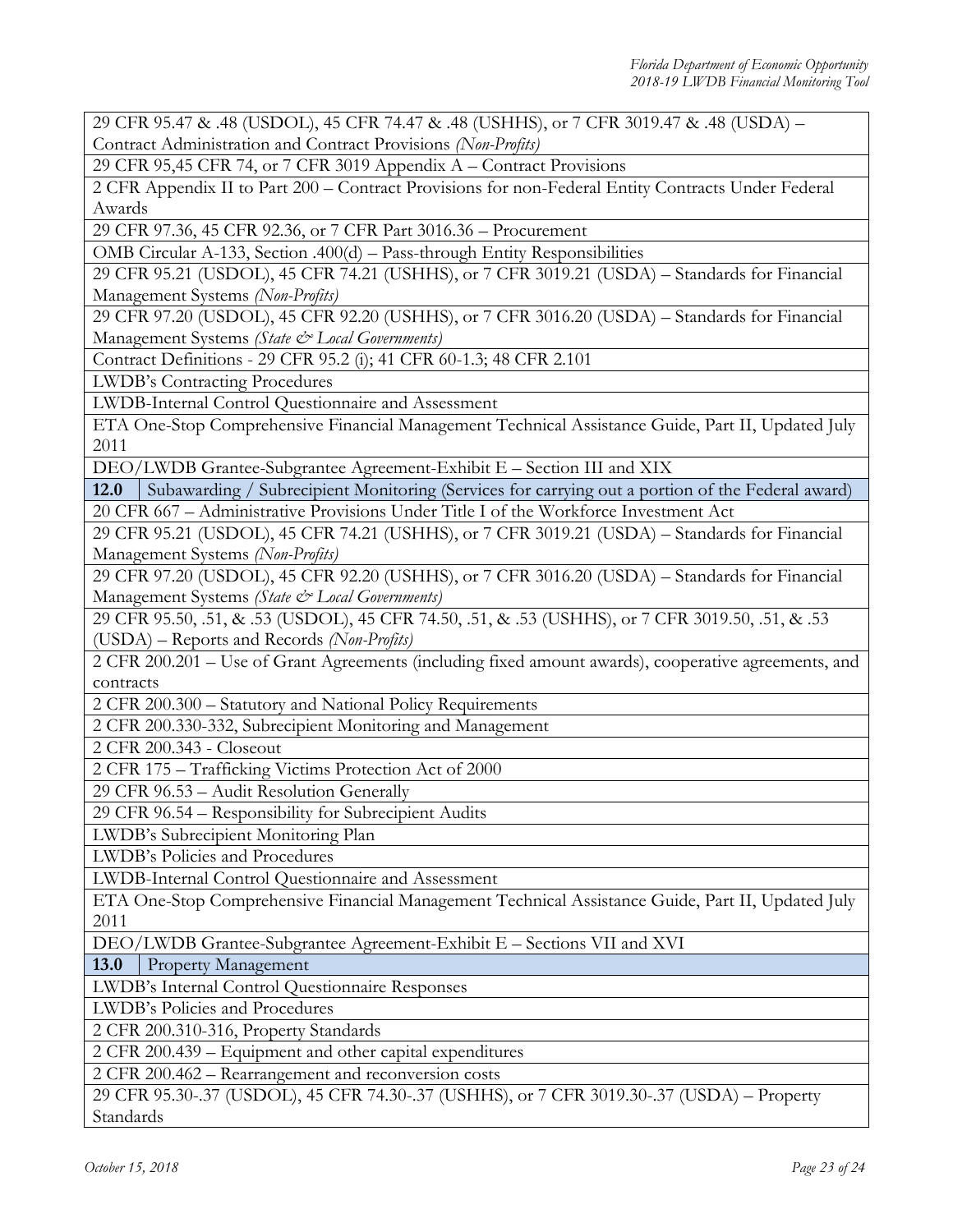| | |
|---|---|
| 29 CFR 95.47 & .48 (USDOL), 45 CFR 74.47 & .48 (USHHS), or 7 CFR 3019.47 & .48 (USDA) – Contract Administration and Contract Provisions *(Non-Profits)* | |
| 29 CFR 95,45 CFR 74, or 7 CFR 3019 Appendix A – Contract Provisions | |
| 2 CFR Appendix II to Part 200 – Contract Provisions for non-Federal Entity Contracts Under Federal Awards | |
| 29 CFR 97.36, 45 CFR 92.36, or 7 CFR Part 3016.36 – Procurement | |
| OMB Circular A-133, Section .400(d) – Pass-through Entity Responsibilities | |
| 29 CFR 95.21 (USDOL), 45 CFR 74.21 (USHHS), or 7 CFR 3019.21 (USDA) – Standards for Financial Management Systems *(Non-Profits)* | |
| 29 CFR 97.20 (USDOL), 45 CFR 92.20 (USHHS), or 7 CFR 3016.20 (USDA) – Standards for Financial Management Systems *(State & Local Governments)* | |
| Contract Definitions - 29 CFR 95.2 (i); 41 CFR 60-1.3; 48 CFR 2.101 | |
| LWDB's Contracting Procedures | |
| LWDB-Internal Control Questionnaire and Assessment | |
| ETA One-Stop Comprehensive Financial Management Technical Assistance Guide, Part II, Updated July 2011 | |
| DEO/LWDB Grantee-Subgrantee Agreement-Exhibit E – Section III and XIX | |
| **12.0** | Subawarding / Subrecipient Monitoring (Services for carrying out a portion of the Federal award) |
| 20 CFR 667 – Administrative Provisions Under Title I of the Workforce Investment Act | |
| 29 CFR 95.21 (USDOL), 45 CFR 74.21 (USHHS), or 7 CFR 3019.21 (USDA) – Standards for Financial Management Systems *(Non-Profits)* | |
| 29 CFR 97.20 (USDOL), 45 CFR 92.20 (USHHS), or 7 CFR 3016.20 (USDA) – Standards for Financial Management Systems *(State & Local Governments)* | |
| 29 CFR 95.50, .51, & .53 (USDOL), 45 CFR 74.50, .51, & .53 (USHHS), or 7 CFR 3019.50, .51, & .53 (USDA) – Reports and Records *(Non-Profits)* | |
| 2 CFR 200.201 – Use of Grant Agreements (including fixed amount awards), cooperative agreements, and contracts | |
| 2 CFR 200.300 – Statutory and National Policy Requirements | |
| 2 CFR 200.330-332, Subrecipient Monitoring and Management | |
| 2 CFR 200.343 - Closeout | |
| 2 CFR 175 – Trafficking Victims Protection Act of 2000 | |
| 29 CFR 96.53 – Audit Resolution Generally | |
| 29 CFR 96.54 – Responsibility for Subrecipient Audits | |
| LWDB's Subrecipient Monitoring Plan | |
| LWDB's Policies and Procedures | |
| LWDB-Internal Control Questionnaire and Assessment | |
| ETA One-Stop Comprehensive Financial Management Technical Assistance Guide, Part II, Updated July 2011 | |
| DEO/LWDB Grantee-Subgrantee Agreement-Exhibit E – Sections VII and XVI | |
| **13.0** | Property Management |
| LWDB's Internal Control Questionnaire Responses | |
| LWDB's Policies and Procedures | |
| 2 CFR 200.310-316, Property Standards | |
| 2 CFR 200.439 – Equipment and other capital expenditures | |
| 2 CFR 200.462 – Rearrangement and reconversion costs | |
| 29 CFR 95.30-.37 (USDOL), 45 CFR 74.30-.37 (USHHS), or 7 CFR 3019.30-.37 (USDA) – Property Standards | |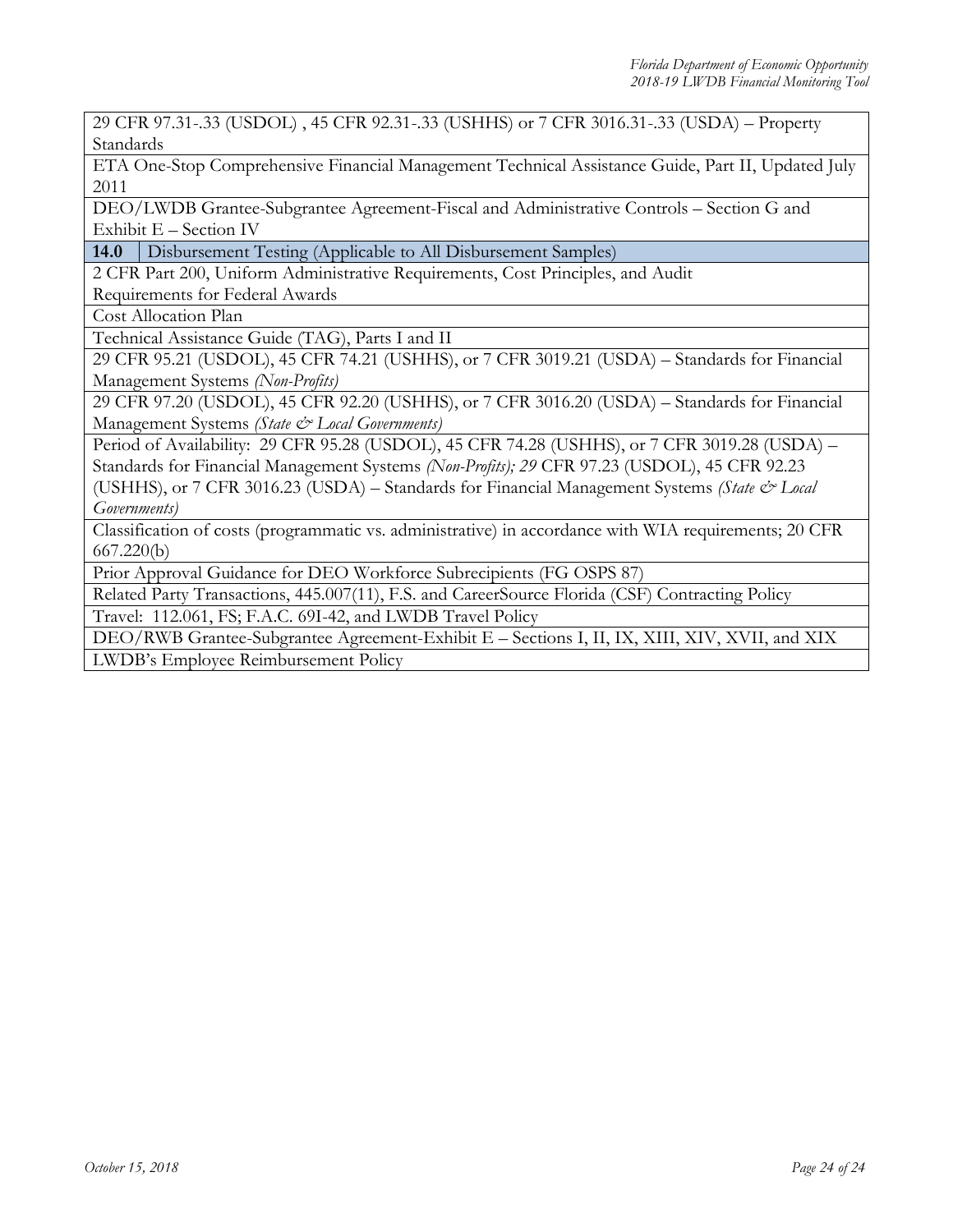| | |
|---|---|
| 29 CFR 97.31-.33 (USDOL) , 45 CFR 92.31-.33 (USHHS) or 7 CFR 3016.31-.33 (USDA) – Property Standards | |
| ETA One-Stop Comprehensive Financial Management Technical Assistance Guide, Part II, Updated July 2011 | |
| DEO/LWDB Grantee-Subgrantee Agreement-Fiscal and Administrative Controls – Section G and Exhibit E – Section IV | |
| **14.0** | Disbursement Testing (Applicable to All Disbursement Samples) |
| 2 CFR Part 200, Uniform Administrative Requirements, Cost Principles, and Audit Requirements for Federal Awards | |
| Cost Allocation Plan | |
| Technical Assistance Guide (TAG), Parts I and II | |
| 29 CFR 95.21 (USDOL), 45 CFR 74.21 (USHHS), or 7 CFR 3019.21 (USDA) – Standards for Financial Management Systems *(Non-Profits)* | |
| 29 CFR 97.20 (USDOL), 45 CFR 92.20 (USHHS), or 7 CFR 3016.20 (USDA) – Standards for Financial Management Systems *(State & Local Governments)* | |
| Period of Availability: 29 CFR 95.28 (USDOL), 45 CFR 74.28 (USHHS), or 7 CFR 3019.28 (USDA) – Standards for Financial Management Systems *(Non-Profits); 29* CFR 97.23 (USDOL), 45 CFR 92.23 (USHHS), or 7 CFR 3016.23 (USDA) – Standards for Financial Management Systems *(State & Local Governments)* | |
| Classification of costs (programmatic vs. administrative) in accordance with WIA requirements; 20 CFR 667.220(b) | |
| Prior Approval Guidance for DEO Workforce Subrecipients (FG OSPS 87) | |
| Related Party Transactions, 445.007(11), F.S. and CareerSource Florida (CSF) Contracting Policy | |
| Travel: 112.061, FS; F.A.C. 69I-42, and LWDB Travel Policy | |
| DEO/RWB Grantee-Subgrantee Agreement-Exhibit E – Sections I, II, IX, XIII, XIV, XVII, and XIX | |
| LWDB's Employee Reimbursement Policy | |